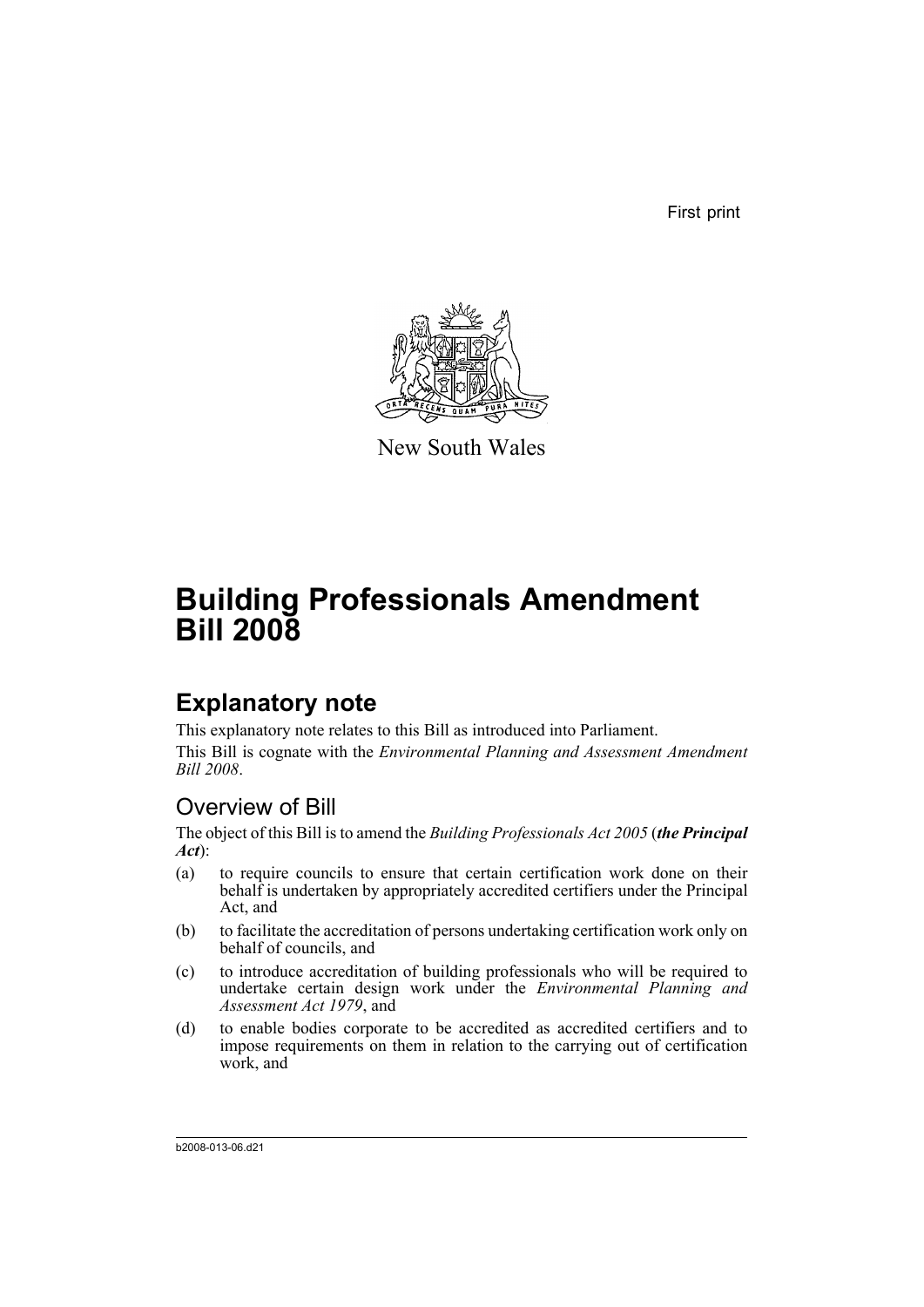First print

New South Wales

# Building Professionals Amendment Bill 2008

## Explanatory note

This explanatory note relates to this Bill as introduced into Parliament.

This Bill is cognate with the *Environmental Planning and Assessment Amendment Bill 2008*.

### Overview of Bill

The object of this Bill is to amend the *Building Professionals Act 2005* (***the Principal Act***):

(a) to require councils to ensure that certain certification work done on their behalf is undertaken by appropriately accredited certifiers under the Principal Act, and

(b) to facilitate the accreditation of persons undertaking certification work only on behalf of councils, and

(c) to introduce accreditation of building professionals who will be required to undertake certain design work under the *Environmental Planning and Assessment Act 1979*, and

(d) to enable bodies corporate to be accredited as accredited certifiers and to impose requirements on them in relation to the carrying out of certification work, and

b2008-013-06.d21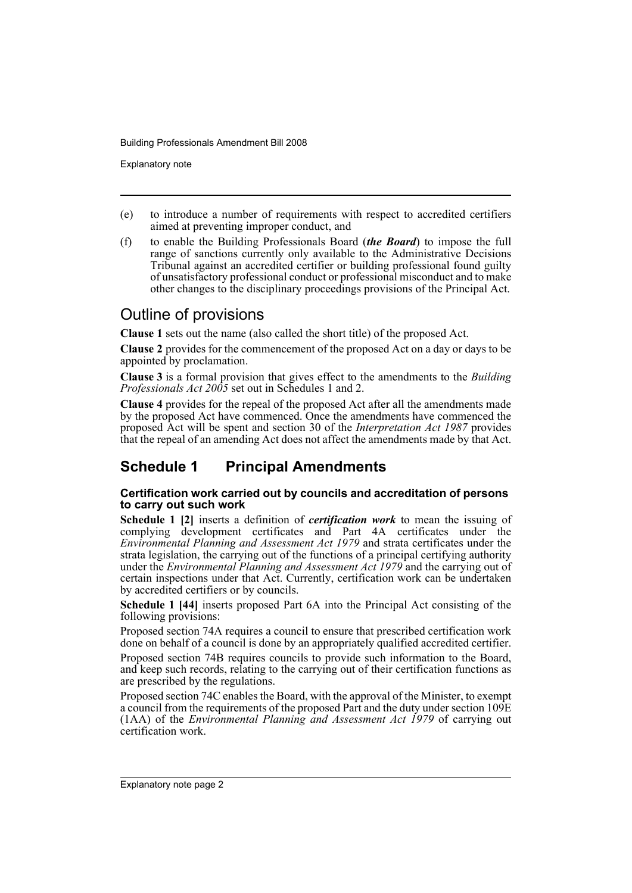(e) to introduce a number of requirements with respect to accredited certifiers aimed at preventing improper conduct, and

(f) to enable the Building Professionals Board (***the Board***) to impose the full range of sanctions currently only available to the Administrative Decisions Tribunal against an accredited certifier or building professional found guilty of unsatisfactory professional conduct or professional misconduct and to make other changes to the disciplinary proceedings provisions of the Principal Act.

## Outline of provisions

**Clause 1** sets out the name (also called the short title) of the proposed Act.

**Clause 2** provides for the commencement of the proposed Act on a day or days to be appointed by proclamation.

**Clause 3** is a formal provision that gives effect to the amendments to the *Building Professionals Act 2005* set out in Schedules 1 and 2.

**Clause 4** provides for the repeal of the proposed Act after all the amendments made by the proposed Act have commenced. Once the amendments have commenced the proposed Act will be spent and section 30 of the *Interpretation Act 1987* provides that the repeal of an amending Act does not affect the amendments made by that Act.

## Schedule 1 Principal Amendments

#### Certification work carried out by councils and accreditation of persons to carry out such work

**Schedule 1 [2]** inserts a definition of ***certification work*** to mean the issuing of complying development certificates and Part 4A certificates under the *Environmental Planning and Assessment Act 1979* and strata certificates under the strata legislation, the carrying out of the functions of a principal certifying authority under the *Environmental Planning and Assessment Act 1979* and the carrying out of certain inspections under that Act. Currently, certification work can be undertaken by accredited certifiers or by councils.

**Schedule 1 [44]** inserts proposed Part 6A into the Principal Act consisting of the following provisions:

Proposed section 74A requires a council to ensure that prescribed certification work done on behalf of a council is done by an appropriately qualified accredited certifier.

Proposed section 74B requires councils to provide such information to the Board, and keep such records, relating to the carrying out of their certification functions as are prescribed by the regulations.

Proposed section 74C enables the Board, with the approval of the Minister, to exempt a council from the requirements of the proposed Part and the duty under section 109E (1AA) of the *Environmental Planning and Assessment Act 1979* of carrying out certification work.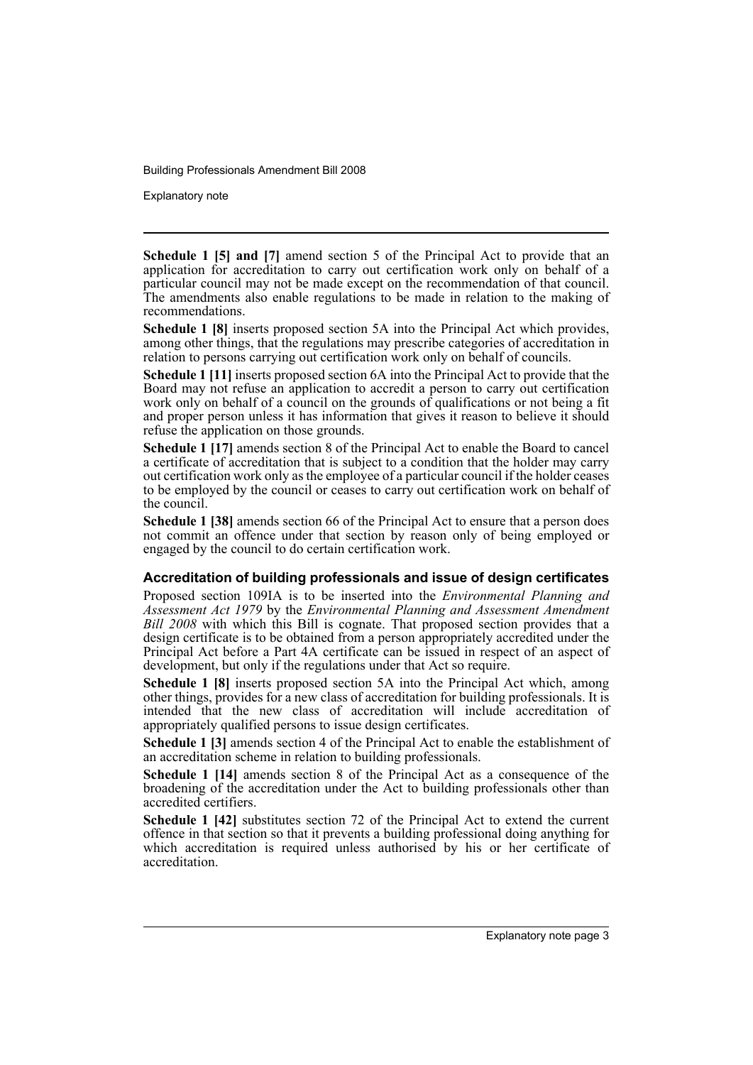**Schedule 1 [5] and [7]** amend section 5 of the Principal Act to provide that an application for accreditation to carry out certification work only on behalf of a particular council may not be made except on the recommendation of that council. The amendments also enable regulations to be made in relation to the making of recommendations.

**Schedule 1 [8]** inserts proposed section 5A into the Principal Act which provides, among other things, that the regulations may prescribe categories of accreditation in relation to persons carrying out certification work only on behalf of councils.

**Schedule 1 [11]** inserts proposed section 6A into the Principal Act to provide that the Board may not refuse an application to accredit a person to carry out certification work only on behalf of a council on the grounds of qualifications or not being a fit and proper person unless it has information that gives it reason to believe it should refuse the application on those grounds.

**Schedule 1 [17]** amends section 8 of the Principal Act to enable the Board to cancel a certificate of accreditation that is subject to a condition that the holder may carry out certification work only as the employee of a particular council if the holder ceases to be employed by the council or ceases to carry out certification work on behalf of the council.

**Schedule 1 [38]** amends section 66 of the Principal Act to ensure that a person does not commit an offence under that section by reason only of being employed or engaged by the council to do certain certification work.

### Accreditation of building professionals and issue of design certificates

Proposed section 109IA is to be inserted into the *Environmental Planning and Assessment Act 1979* by the *Environmental Planning and Assessment Amendment Bill 2008* with which this Bill is cognate. That proposed section provides that a design certificate is to be obtained from a person appropriately accredited under the Principal Act before a Part 4A certificate can be issued in respect of an aspect of development, but only if the regulations under that Act so require.

**Schedule 1 [8]** inserts proposed section 5A into the Principal Act which, among other things, provides for a new class of accreditation for building professionals. It is intended that the new class of accreditation will include accreditation of appropriately qualified persons to issue design certificates.

**Schedule 1 [3]** amends section 4 of the Principal Act to enable the establishment of an accreditation scheme in relation to building professionals.

**Schedule 1 [14]** amends section 8 of the Principal Act as a consequence of the broadening of the accreditation under the Act to building professionals other than accredited certifiers.

**Schedule 1 [42]** substitutes section 72 of the Principal Act to extend the current offence in that section so that it prevents a building professional doing anything for which accreditation is required unless authorised by his or her certificate of accreditation.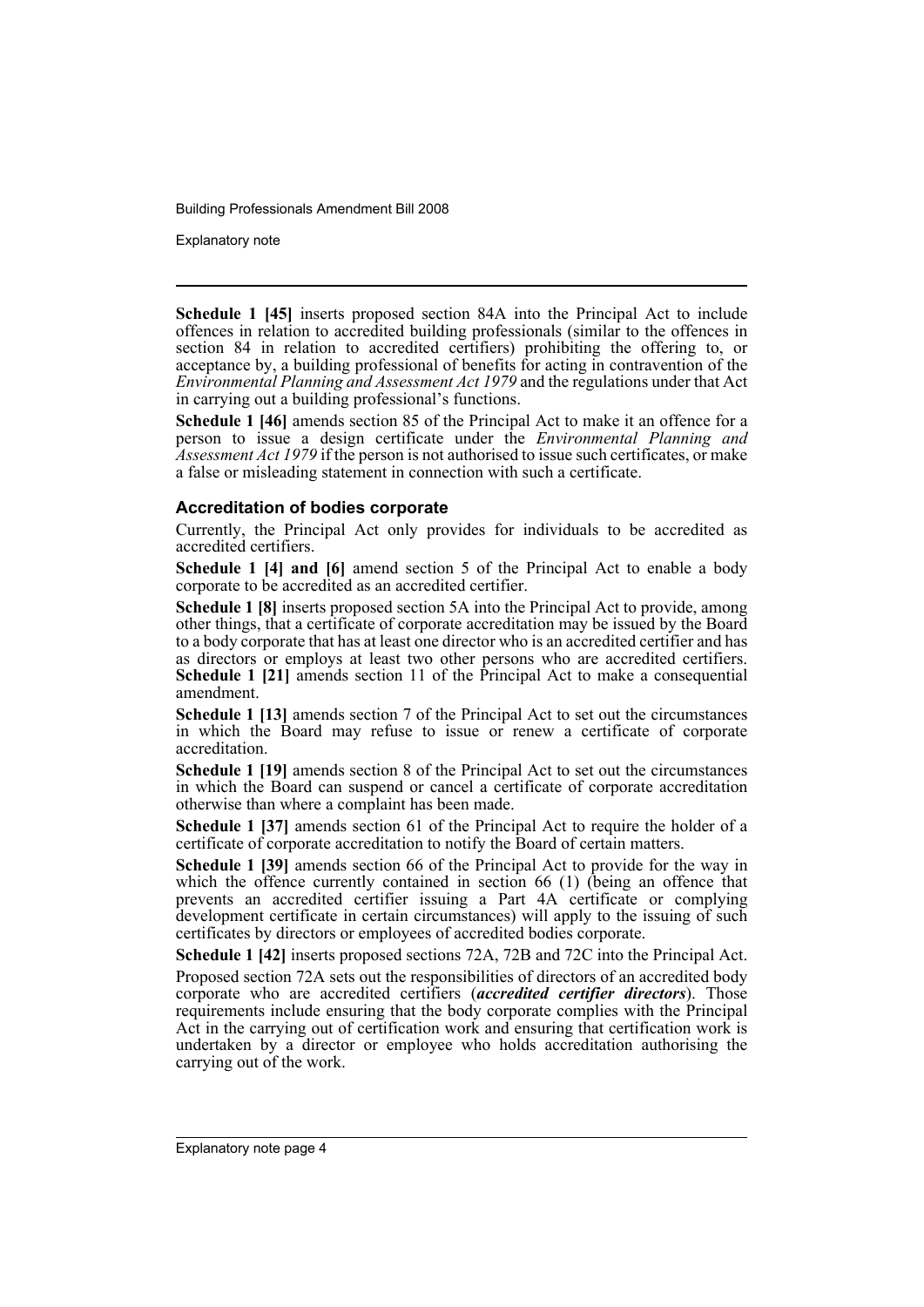**Schedule 1 [45]** inserts proposed section 84A into the Principal Act to include offences in relation to accredited building professionals (similar to the offences in section 84 in relation to accredited certifiers) prohibiting the offering to, or acceptance by, a building professional of benefits for acting in contravention of the *Environmental Planning and Assessment Act 1979* and the regulations under that Act in carrying out a building professional's functions.

**Schedule 1 [46]** amends section 85 of the Principal Act to make it an offence for a person to issue a design certificate under the *Environmental Planning and Assessment Act 1979* if the person is not authorised to issue such certificates, or make a false or misleading statement in connection with such a certificate.

### Accreditation of bodies corporate

Currently, the Principal Act only provides for individuals to be accredited as accredited certifiers.

**Schedule 1 [4] and [6]** amend section 5 of the Principal Act to enable a body corporate to be accredited as an accredited certifier.

**Schedule 1 [8]** inserts proposed section 5A into the Principal Act to provide, among other things, that a certificate of corporate accreditation may be issued by the Board to a body corporate that has at least one director who is an accredited certifier and has as directors or employs at least two other persons who are accredited certifiers. **Schedule 1 [21]** amends section 11 of the Principal Act to make a consequential amendment.

**Schedule 1 [13]** amends section 7 of the Principal Act to set out the circumstances in which the Board may refuse to issue or renew a certificate of corporate accreditation.

**Schedule 1 [19]** amends section 8 of the Principal Act to set out the circumstances in which the Board can suspend or cancel a certificate of corporate accreditation otherwise than where a complaint has been made.

**Schedule 1 [37]** amends section 61 of the Principal Act to require the holder of a certificate of corporate accreditation to notify the Board of certain matters.

**Schedule 1 [39]** amends section 66 of the Principal Act to provide for the way in which the offence currently contained in section 66 (1) (being an offence that prevents an accredited certifier issuing a Part 4A certificate or complying development certificate in certain circumstances) will apply to the issuing of such certificates by directors or employees of accredited bodies corporate.

**Schedule 1 [42]** inserts proposed sections 72A, 72B and 72C into the Principal Act.

Proposed section 72A sets out the responsibilities of directors of an accredited body corporate who are accredited certifiers (***accredited certifier directors***). Those requirements include ensuring that the body corporate complies with the Principal Act in the carrying out of certification work and ensuring that certification work is undertaken by a director or employee who holds accreditation authorising the carrying out of the work.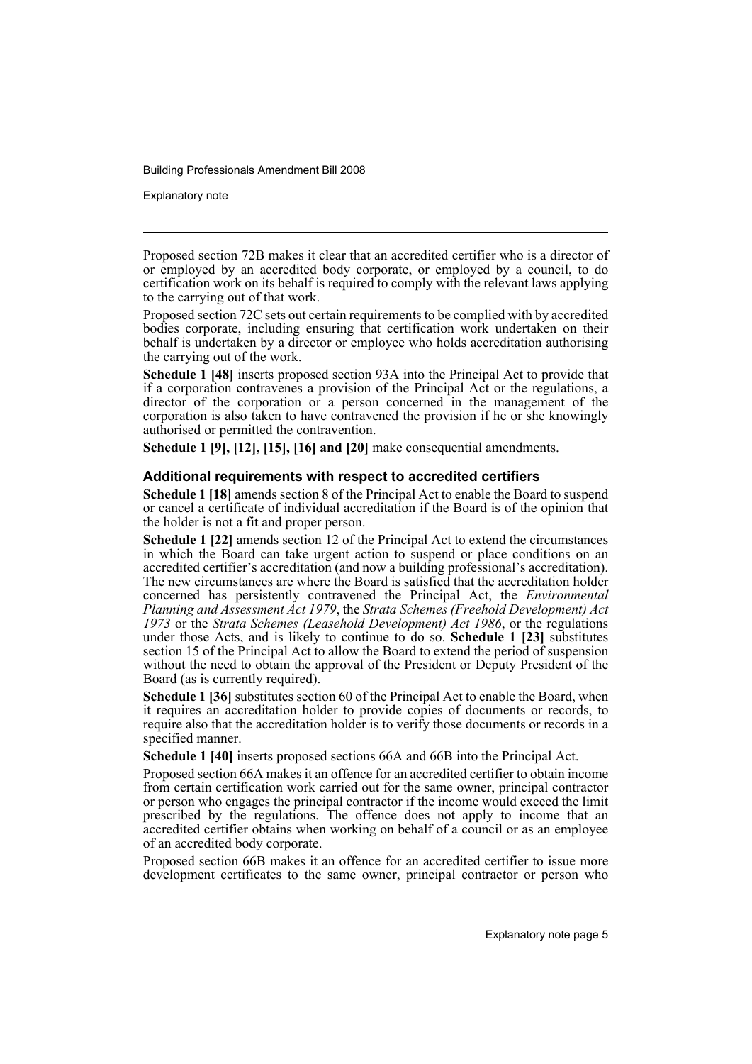Proposed section 72B makes it clear that an accredited certifier who is a director of or employed by an accredited body corporate, or employed by a council, to do certification work on its behalf is required to comply with the relevant laws applying to the carrying out of that work.

Proposed section 72C sets out certain requirements to be complied with by accredited bodies corporate, including ensuring that certification work undertaken on their behalf is undertaken by a director or employee who holds accreditation authorising the carrying out of the work.

**Schedule 1 [48]** inserts proposed section 93A into the Principal Act to provide that if a corporation contravenes a provision of the Principal Act or the regulations, a director of the corporation or a person concerned in the management of the corporation is also taken to have contravened the provision if he or she knowingly authorised or permitted the contravention.

**Schedule 1 [9], [12], [15], [16] and [20]** make consequential amendments.

### Additional requirements with respect to accredited certifiers

**Schedule 1 [18]** amends section 8 of the Principal Act to enable the Board to suspend or cancel a certificate of individual accreditation if the Board is of the opinion that the holder is not a fit and proper person.

**Schedule 1 [22]** amends section 12 of the Principal Act to extend the circumstances in which the Board can take urgent action to suspend or place conditions on an accredited certifier's accreditation (and now a building professional's accreditation). The new circumstances are where the Board is satisfied that the accreditation holder concerned has persistently contravened the Principal Act, the *Environmental Planning and Assessment Act 1979*, the *Strata Schemes (Freehold Development) Act 1973* or the *Strata Schemes (Leasehold Development) Act 1986*, or the regulations under those Acts, and is likely to continue to do so. **Schedule 1 [23]** substitutes section 15 of the Principal Act to allow the Board to extend the period of suspension without the need to obtain the approval of the President or Deputy President of the Board (as is currently required).

**Schedule 1 [36]** substitutes section 60 of the Principal Act to enable the Board, when it requires an accreditation holder to provide copies of documents or records, to require also that the accreditation holder is to verify those documents or records in a specified manner.

**Schedule 1 [40]** inserts proposed sections 66A and 66B into the Principal Act.

Proposed section 66A makes it an offence for an accredited certifier to obtain income from certain certification work carried out for the same owner, principal contractor or person who engages the principal contractor if the income would exceed the limit prescribed by the regulations. The offence does not apply to income that an accredited certifier obtains when working on behalf of a council or as an employee of an accredited body corporate.

Proposed section 66B makes it an offence for an accredited certifier to issue more development certificates to the same owner, principal contractor or person who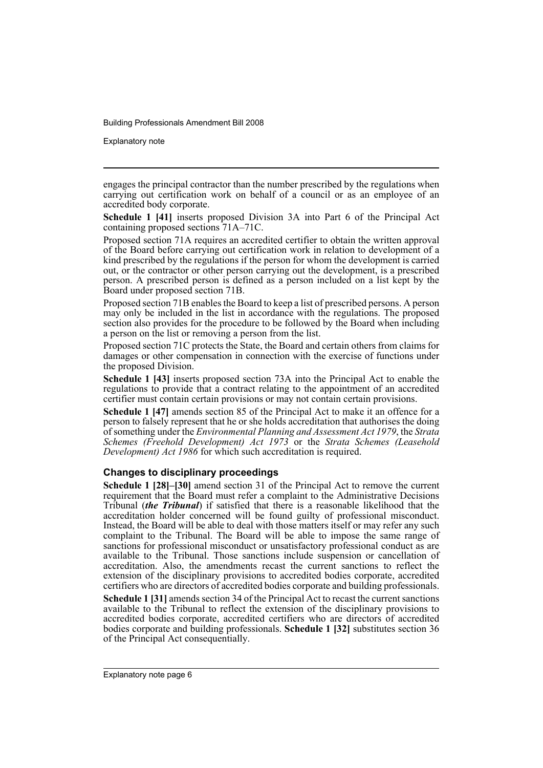engages the principal contractor than the number prescribed by the regulations when carrying out certification work on behalf of a council or as an employee of an accredited body corporate.

**Schedule 1 [41]** inserts proposed Division 3A into Part 6 of the Principal Act containing proposed sections 71A–71C.

Proposed section 71A requires an accredited certifier to obtain the written approval of the Board before carrying out certification work in relation to development of a kind prescribed by the regulations if the person for whom the development is carried out, or the contractor or other person carrying out the development, is a prescribed person. A prescribed person is defined as a person included on a list kept by the Board under proposed section 71B.

Proposed section 71B enables the Board to keep a list of prescribed persons. A person may only be included in the list in accordance with the regulations. The proposed section also provides for the procedure to be followed by the Board when including a person on the list or removing a person from the list.

Proposed section 71C protects the State, the Board and certain others from claims for damages or other compensation in connection with the exercise of functions under the proposed Division.

**Schedule 1 [43]** inserts proposed section 73A into the Principal Act to enable the regulations to provide that a contract relating to the appointment of an accredited certifier must contain certain provisions or may not contain certain provisions.

**Schedule 1 [47]** amends section 85 of the Principal Act to make it an offence for a person to falsely represent that he or she holds accreditation that authorises the doing of something under the *Environmental Planning and Assessment Act 1979*, the *Strata Schemes (Freehold Development) Act 1973* or the *Strata Schemes (Leasehold Development) Act 1986* for which such accreditation is required.

### Changes to disciplinary proceedings

**Schedule 1 [28]–[30]** amend section 31 of the Principal Act to remove the current requirement that the Board must refer a complaint to the Administrative Decisions Tribunal (***the Tribunal***) if satisfied that there is a reasonable likelihood that the accreditation holder concerned will be found guilty of professional misconduct. Instead, the Board will be able to deal with those matters itself or may refer any such complaint to the Tribunal. The Board will be able to impose the same range of sanctions for professional misconduct or unsatisfactory professional conduct as are available to the Tribunal. Those sanctions include suspension or cancellation of accreditation. Also, the amendments recast the current sanctions to reflect the extension of the disciplinary provisions to accredited bodies corporate, accredited certifiers who are directors of accredited bodies corporate and building professionals.

**Schedule 1 [31]** amends section 34 of the Principal Act to recast the current sanctions available to the Tribunal to reflect the extension of the disciplinary provisions to accredited bodies corporate, accredited certifiers who are directors of accredited bodies corporate and building professionals. **Schedule 1 [32]** substitutes section 36 of the Principal Act consequentially.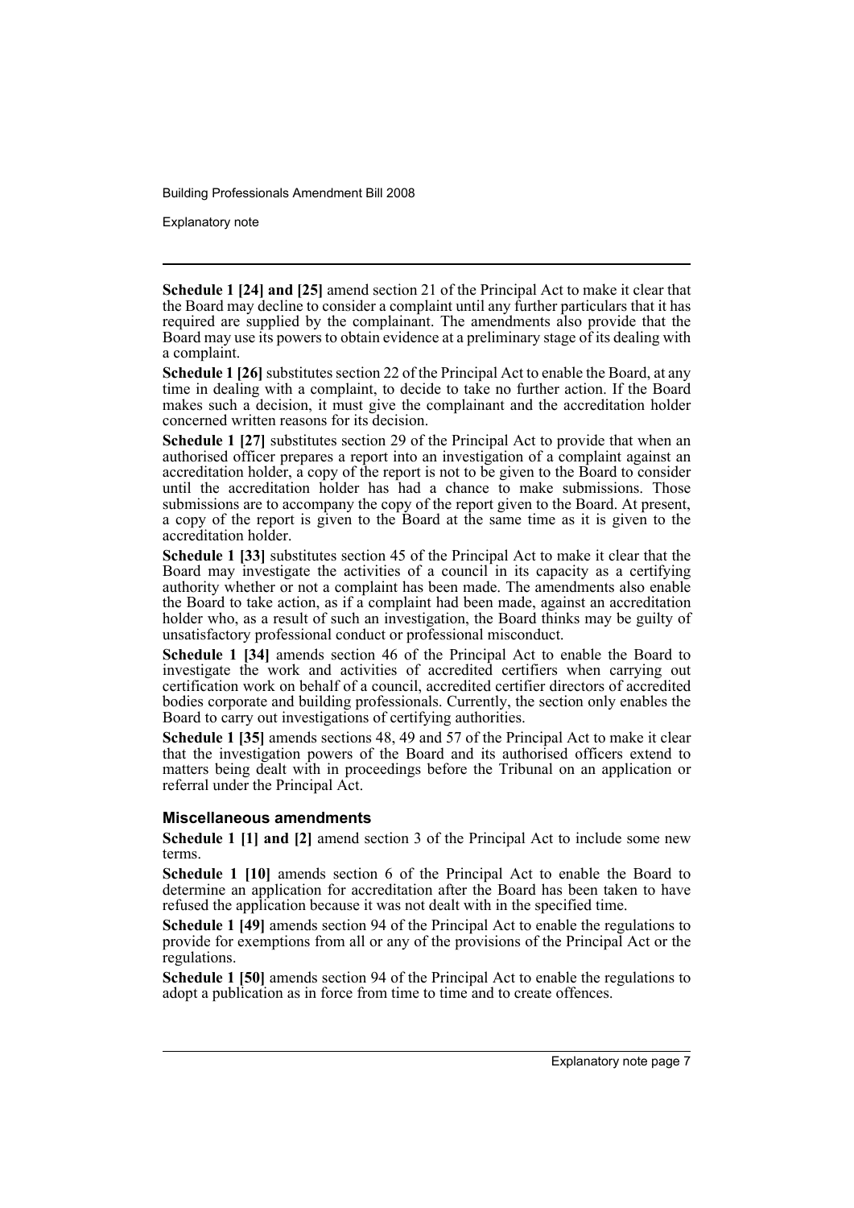**Schedule 1 [24] and [25]** amend section 21 of the Principal Act to make it clear that the Board may decline to consider a complaint until any further particulars that it has required are supplied by the complainant. The amendments also provide that the Board may use its powers to obtain evidence at a preliminary stage of its dealing with a complaint.

**Schedule 1 [26]** substitutes section 22 of the Principal Act to enable the Board, at any time in dealing with a complaint, to decide to take no further action. If the Board makes such a decision, it must give the complainant and the accreditation holder concerned written reasons for its decision.

**Schedule 1 [27]** substitutes section 29 of the Principal Act to provide that when an authorised officer prepares a report into an investigation of a complaint against an accreditation holder, a copy of the report is not to be given to the Board to consider until the accreditation holder has had a chance to make submissions. Those submissions are to accompany the copy of the report given to the Board. At present, a copy of the report is given to the Board at the same time as it is given to the accreditation holder.

**Schedule 1 [33]** substitutes section 45 of the Principal Act to make it clear that the Board may investigate the activities of a council in its capacity as a certifying authority whether or not a complaint has been made. The amendments also enable the Board to take action, as if a complaint had been made, against an accreditation holder who, as a result of such an investigation, the Board thinks may be guilty of unsatisfactory professional conduct or professional misconduct.

**Schedule 1 [34]** amends section 46 of the Principal Act to enable the Board to investigate the work and activities of accredited certifiers when carrying out certification work on behalf of a council, accredited certifier directors of accredited bodies corporate and building professionals. Currently, the section only enables the Board to carry out investigations of certifying authorities.

**Schedule 1 [35]** amends sections 48, 49 and 57 of the Principal Act to make it clear that the investigation powers of the Board and its authorised officers extend to matters being dealt with in proceedings before the Tribunal on an application or referral under the Principal Act.

### Miscellaneous amendments

**Schedule 1 [1] and [2]** amend section 3 of the Principal Act to include some new terms.

**Schedule 1 [10]** amends section 6 of the Principal Act to enable the Board to determine an application for accreditation after the Board has been taken to have refused the application because it was not dealt with in the specified time.

**Schedule 1 [49]** amends section 94 of the Principal Act to enable the regulations to provide for exemptions from all or any of the provisions of the Principal Act or the regulations.

**Schedule 1 [50]** amends section 94 of the Principal Act to enable the regulations to adopt a publication as in force from time to time and to create offences.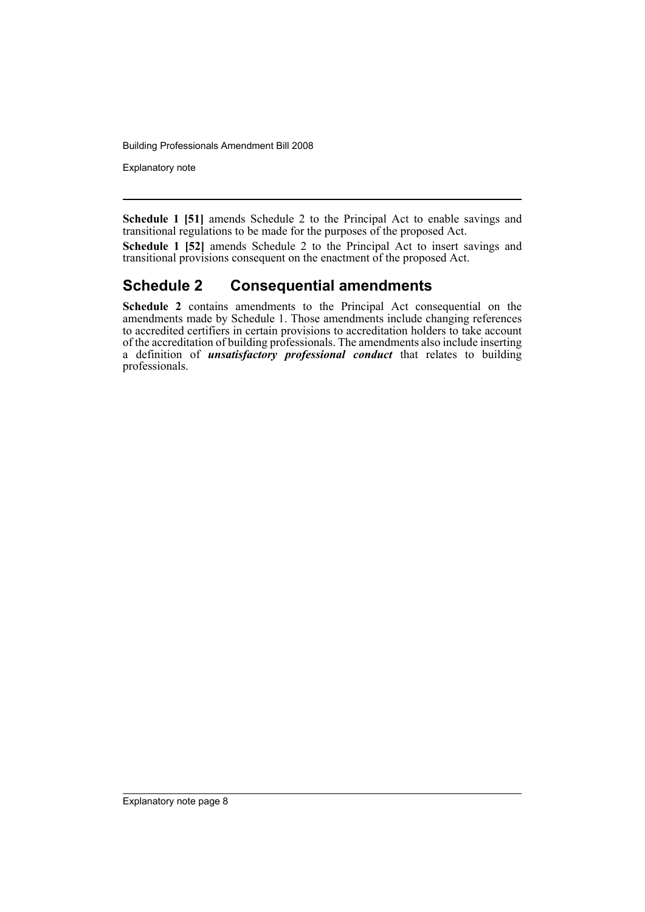**Schedule 1 [51]** amends Schedule 2 to the Principal Act to enable savings and transitional regulations to be made for the purposes of the proposed Act.

**Schedule 1 [52]** amends Schedule 2 to the Principal Act to insert savings and transitional provisions consequent on the enactment of the proposed Act.

## Schedule 2 Consequential amendments

**Schedule 2** contains amendments to the Principal Act consequential on the amendments made by Schedule 1. Those amendments include changing references to accredited certifiers in certain provisions to accreditation holders to take account of the accreditation of building professionals. The amendments also include inserting a definition of ***unsatisfactory professional conduct*** that relates to building professionals.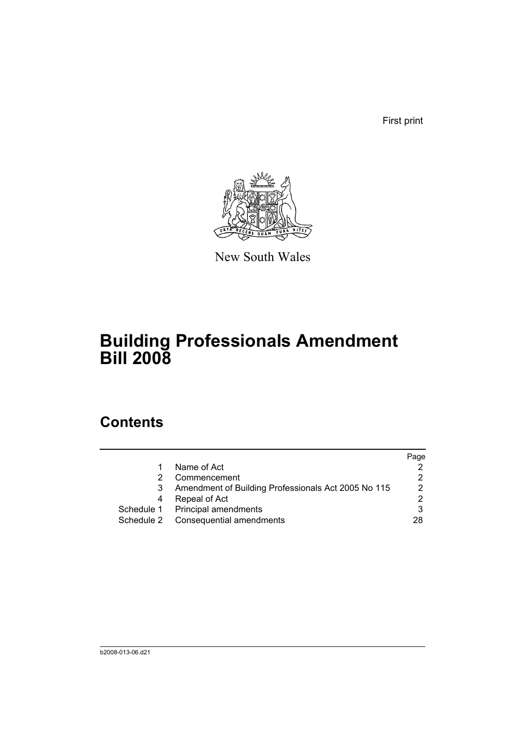First print

New South Wales

# Building Professionals Amendment Bill 2008

## Contents

| | | Page |
|---|---|---|
| 1 | Name of Act | 2 |
| 2 | Commencement | 2 |
| 3 | Amendment of Building Professionals Act 2005 No 115 | 2 |
| 4 | Repeal of Act | 2 |
| Schedule 1 | Principal amendments | 3 |
| Schedule 2 | Consequential amendments | 28 |

b2008-013-06.d21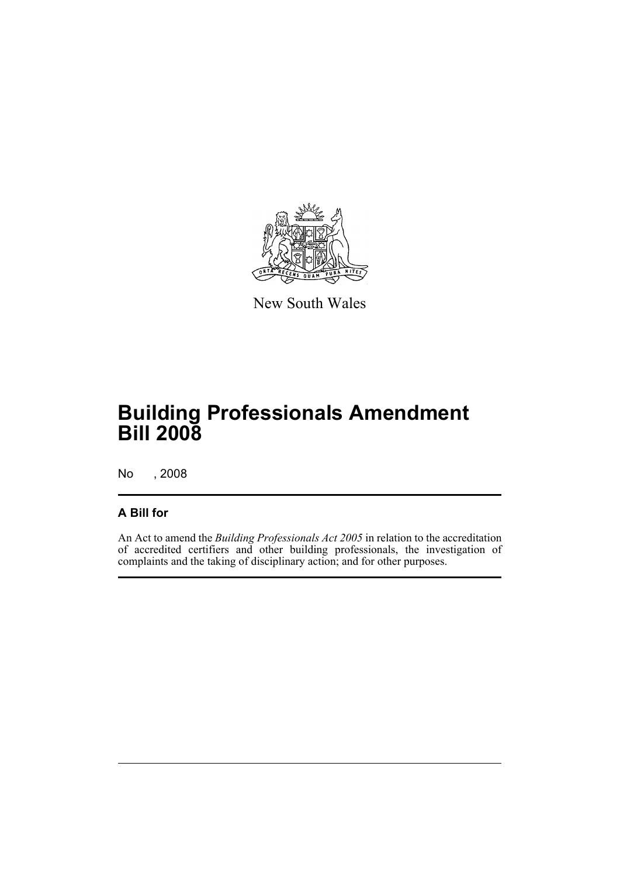New South Wales

# Building Professionals Amendment Bill 2008

No , 2008

## A Bill for

An Act to amend the *Building Professionals Act 2005* in relation to the accreditation of accredited certifiers and other building professionals, the investigation of complaints and the taking of disciplinary action; and for other purposes.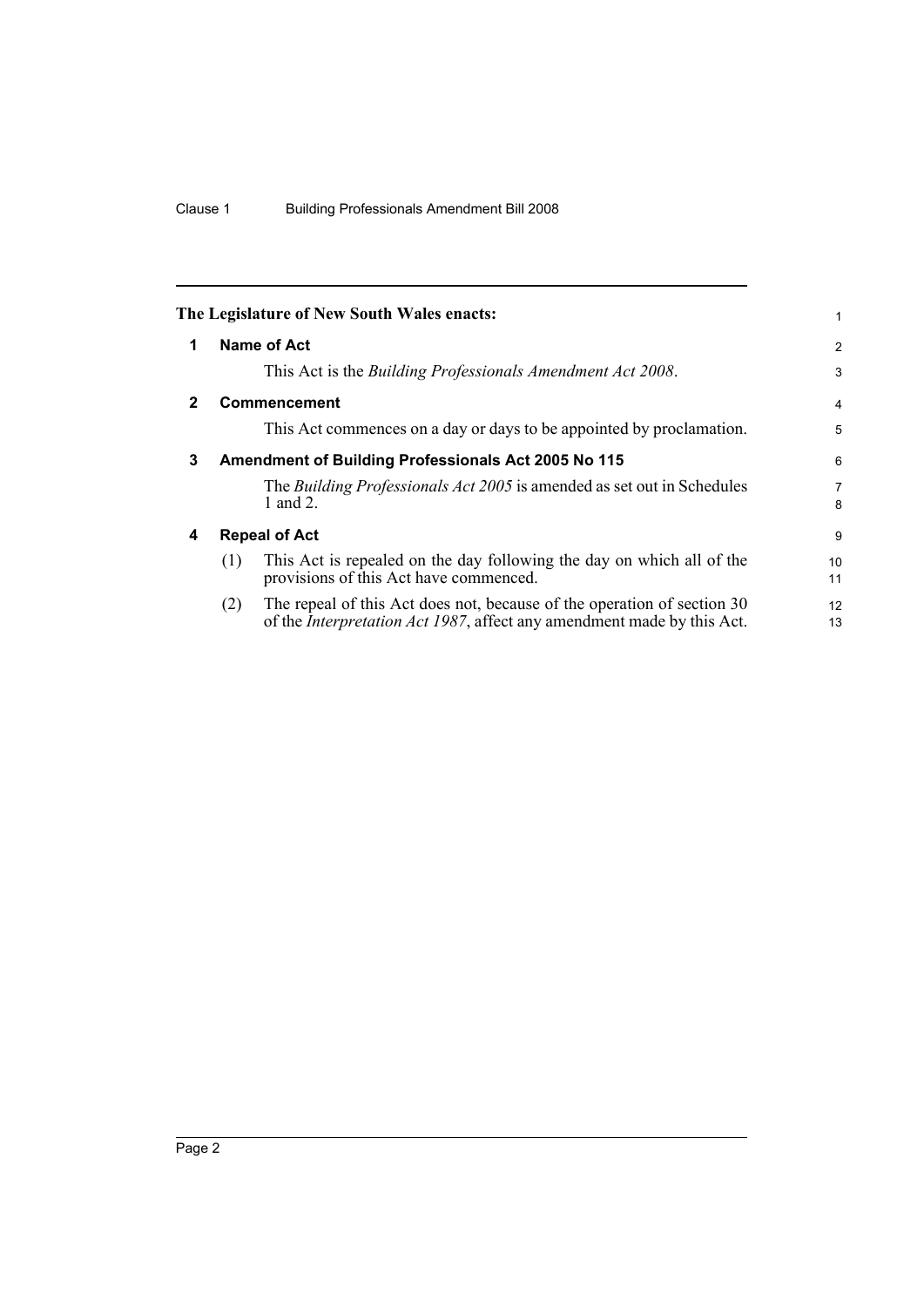The Legislature of New South Wales enacts:

## 1 Name of Act

This Act is the *Building Professionals Amendment Act 2008*.

## 2 Commencement

This Act commences on a day or days to be appointed by proclamation.

## 3 Amendment of Building Professionals Act 2005 No 115

The *Building Professionals Act 2005* is amended as set out in Schedules 1 and 2.

## 4 Repeal of Act

(1) This Act is repealed on the day following the day on which all of the provisions of this Act have commenced.

(2) The repeal of this Act does not, because of the operation of section 30 of the *Interpretation Act 1987*, affect any amendment made by this Act.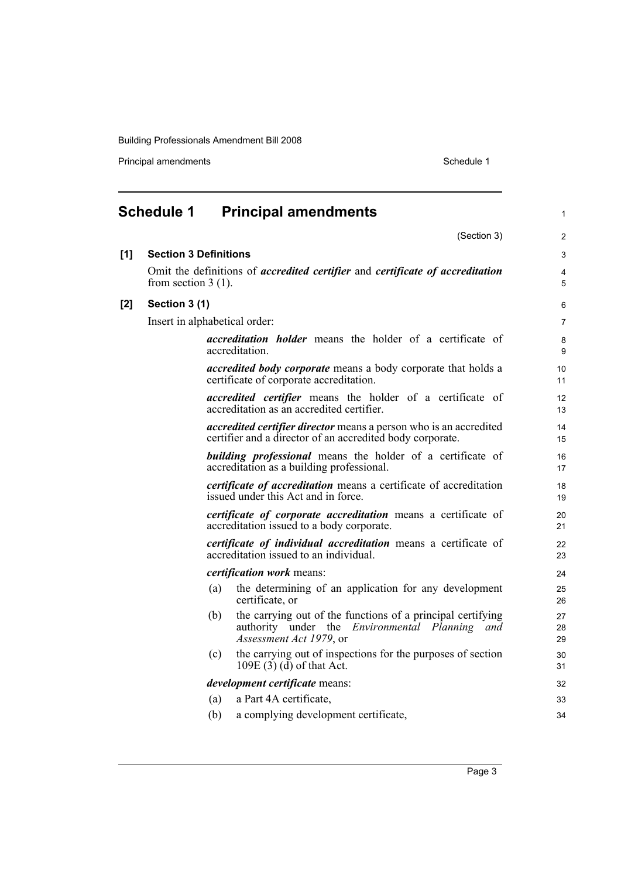## Schedule 1 Principal amendments

(Section 3)

**[1] Section 3 Definitions**

Omit the definitions of ***accredited certifier*** and ***certificate of accreditation*** from section 3 (1).

**[2] Section 3 (1)**

Insert in alphabetical order:

***accreditation holder*** means the holder of a certificate of accreditation.

***accredited body corporate*** means a body corporate that holds a certificate of corporate accreditation.

***accredited certifier*** means the holder of a certificate of accreditation as an accredited certifier.

***accredited certifier director*** means a person who is an accredited certifier and a director of an accredited body corporate.

***building professional*** means the holder of a certificate of accreditation as a building professional.

***certificate of accreditation*** means a certificate of accreditation issued under this Act and in force.

***certificate of corporate accreditation*** means a certificate of accreditation issued to a body corporate.

***certificate of individual accreditation*** means a certificate of accreditation issued to an individual.

***certification work*** means:

(a) the determining of an application for any development certificate, or

(b) the carrying out of the functions of a principal certifying authority under the *Environmental Planning and Assessment Act 1979*, or

(c) the carrying out of inspections for the purposes of section 109E (3) (d) of that Act.

***development certificate*** means:

(a) a Part 4A certificate,

(b) a complying development certificate,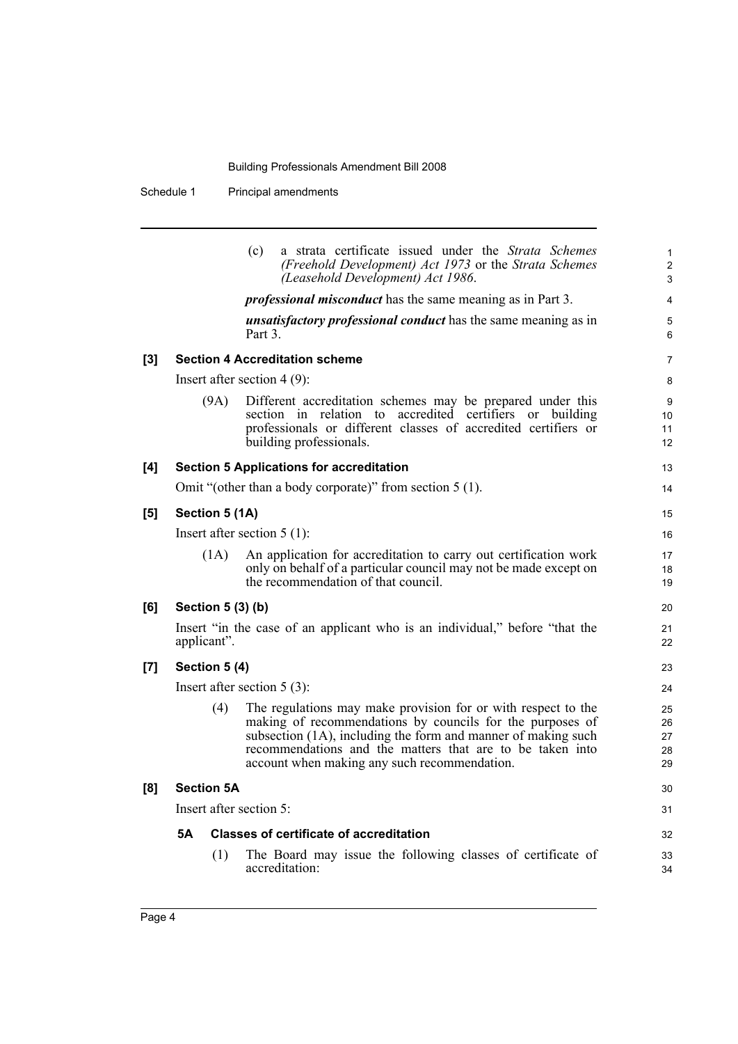(c) a strata certificate issued under the *Strata Schemes (Freehold Development) Act 1973* or the *Strata Schemes (Leasehold Development) Act 1986*.

***professional misconduct*** has the same meaning as in Part 3.

***unsatisfactory professional conduct*** has the same meaning as in Part 3.

**[3] Section 4 Accreditation scheme**

Insert after section 4 (9):

(9A) Different accreditation schemes may be prepared under this section in relation to accredited certifiers or building professionals or different classes of accredited certifiers or building professionals.

**[4] Section 5 Applications for accreditation**

Omit "(other than a body corporate)" from section 5 (1).

**[5] Section 5 (1A)**

Insert after section 5 (1):

(1A) An application for accreditation to carry out certification work only on behalf of a particular council may not be made except on the recommendation of that council.

**[6] Section 5 (3) (b)**

Insert "in the case of an applicant who is an individual," before "that the applicant".

**[7] Section 5 (4)**

Insert after section 5 (3):

(4) The regulations may make provision for or with respect to the making of recommendations by councils for the purposes of subsection (1A), including the form and manner of making such recommendations and the matters that are to be taken into account when making any such recommendation.

**[8] Section 5A**

Insert after section 5:

**5A Classes of certificate of accreditation**

(1) The Board may issue the following classes of certificate of accreditation: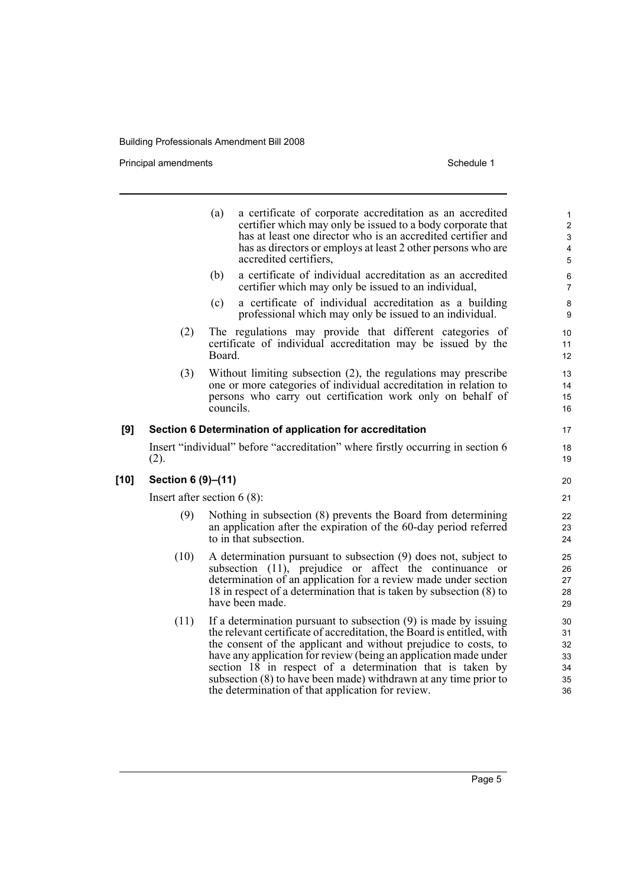(a) a certificate of corporate accreditation as an accredited certifier which may only be issued to a body corporate that has at least one director who is an accredited certifier and has as directors or employs at least 2 other persons who are accredited certifiers,

(b) a certificate of individual accreditation as an accredited certifier which may only be issued to an individual,

(c) a certificate of individual accreditation as a building professional which may only be issued to an individual.

(2) The regulations may provide that different categories of certificate of individual accreditation may be issued by the Board.

(3) Without limiting subsection (2), the regulations may prescribe one or more categories of individual accreditation in relation to persons who carry out certification work only on behalf of councils.

### [9] Section 6 Determination of application for accreditation

Insert "individual" before "accreditation" where firstly occurring in section 6 (2).

### [10] Section 6 (9)–(11)

Insert after section 6 (8):

(9) Nothing in subsection (8) prevents the Board from determining an application after the expiration of the 60-day period referred to in that subsection.

(10) A determination pursuant to subsection (9) does not, subject to subsection (11), prejudice or affect the continuance or determination of an application for a review made under section 18 in respect of a determination that is taken by subsection (8) to have been made.

(11) If a determination pursuant to subsection (9) is made by issuing the relevant certificate of accreditation, the Board is entitled, with the consent of the applicant and without prejudice to costs, to have any application for review (being an application made under section 18 in respect of a determination that is taken by subsection (8) to have been made) withdrawn at any time prior to the determination of that application for review.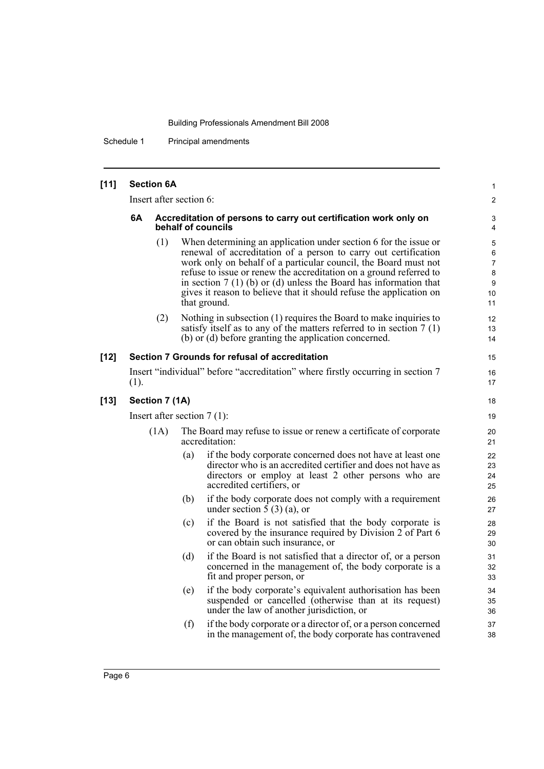### [11] Section 6A

Insert after section 6:

#### 6A Accreditation of persons to carry out certification work only on behalf of councils

(1) When determining an application under section 6 for the issue or renewal of accreditation of a person to carry out certification work only on behalf of a particular council, the Board must not refuse to issue or renew the accreditation on a ground referred to in section 7 (1) (b) or (d) unless the Board has information that gives it reason to believe that it should refuse the application on that ground.

(2) Nothing in subsection (1) requires the Board to make inquiries to satisfy itself as to any of the matters referred to in section 7 (1) (b) or (d) before granting the application concerned.

### [12] Section 7 Grounds for refusal of accreditation

Insert "individual" before "accreditation" where firstly occurring in section 7 (1).

### [13] Section 7 (1A)

Insert after section 7 (1):

(1A) The Board may refuse to issue or renew a certificate of corporate accreditation:

(a) if the body corporate concerned does not have at least one director who is an accredited certifier and does not have as directors or employ at least 2 other persons who are accredited certifiers, or

(b) if the body corporate does not comply with a requirement under section 5 (3) (a), or

(c) if the Board is not satisfied that the body corporate is covered by the insurance required by Division 2 of Part 6 or can obtain such insurance, or

(d) if the Board is not satisfied that a director of, or a person concerned in the management of, the body corporate is a fit and proper person, or

(e) if the body corporate's equivalent authorisation has been suspended or cancelled (otherwise than at its request) under the law of another jurisdiction, or

(f) if the body corporate or a director of, or a person concerned in the management of, the body corporate has contravened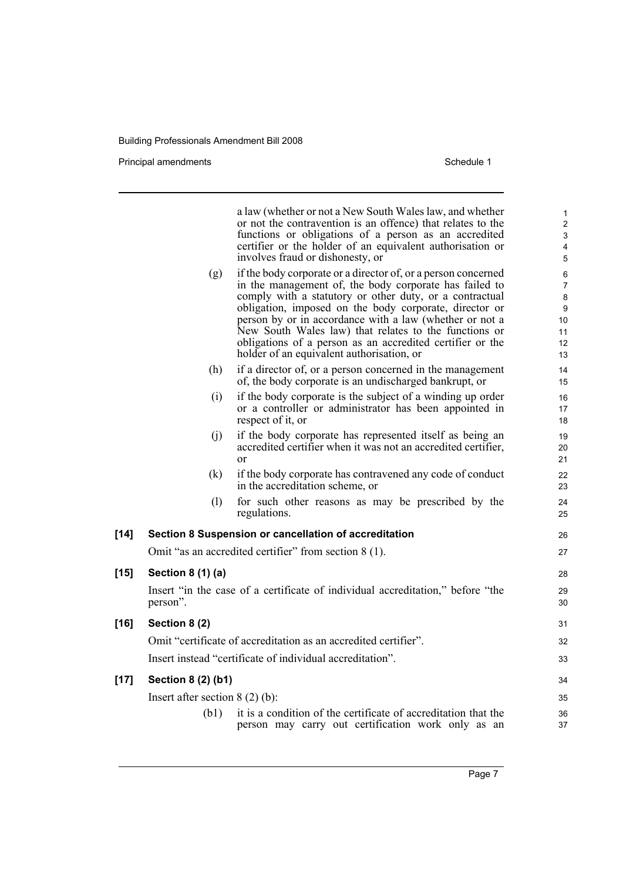a law (whether or not a New South Wales law, and whether or not the contravention is an offence) that relates to the functions or obligations of a person as an accredited certifier or the holder of an equivalent authorisation or involves fraud or dishonesty, or

(g) if the body corporate or a director of, or a person concerned in the management of, the body corporate has failed to comply with a statutory or other duty, or a contractual obligation, imposed on the body corporate, director or person by or in accordance with a law (whether or not a New South Wales law) that relates to the functions or obligations of a person as an accredited certifier or the holder of an equivalent authorisation, or

(h) if a director of, or a person concerned in the management of, the body corporate is an undischarged bankrupt, or

(i) if the body corporate is the subject of a winding up order or a controller or administrator has been appointed in respect of it, or

(j) if the body corporate has represented itself as being an accredited certifier when it was not an accredited certifier, or

(k) if the body corporate has contravened any code of conduct in the accreditation scheme, or

(l) for such other reasons as may be prescribed by the regulations.

**[14] Section 8 Suspension or cancellation of accreditation**

Omit "as an accredited certifier" from section 8 (1).

**[15] Section 8 (1) (a)**

Insert "in the case of a certificate of individual accreditation," before "the person".

**[16] Section 8 (2)**

Omit "certificate of accreditation as an accredited certifier".

Insert instead "certificate of individual accreditation".

**[17] Section 8 (2) (b1)**

Insert after section 8 (2) (b):

(b1) it is a condition of the certificate of accreditation that the person may carry out certification work only as an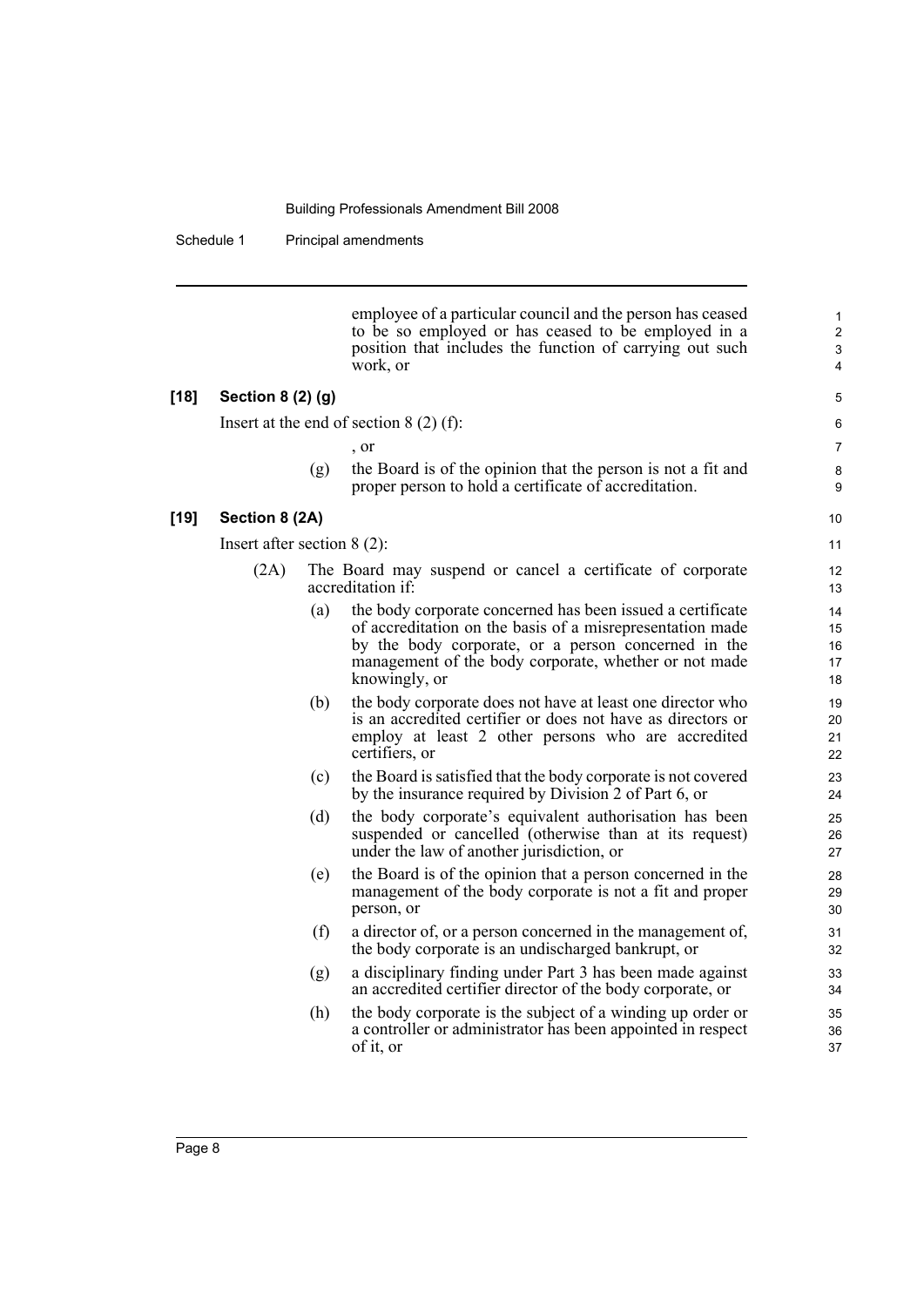employee of a particular council and the person has ceased to be so employed or has ceased to be employed in a position that includes the function of carrying out such work, or

**[18] Section 8 (2) (g)**

Insert at the end of section 8 (2) (f):

, or

(g) the Board is of the opinion that the person is not a fit and proper person to hold a certificate of accreditation.

**[19] Section 8 (2A)**

Insert after section 8 (2):

(2A) The Board may suspend or cancel a certificate of corporate accreditation if:

(a) the body corporate concerned has been issued a certificate of accreditation on the basis of a misrepresentation made by the body corporate, or a person concerned in the management of the body corporate, whether or not made knowingly, or

(b) the body corporate does not have at least one director who is an accredited certifier or does not have as directors or employ at least 2 other persons who are accredited certifiers, or

(c) the Board is satisfied that the body corporate is not covered by the insurance required by Division 2 of Part 6, or

(d) the body corporate's equivalent authorisation has been suspended or cancelled (otherwise than at its request) under the law of another jurisdiction, or

(e) the Board is of the opinion that a person concerned in the management of the body corporate is not a fit and proper person, or

(f) a director of, or a person concerned in the management of, the body corporate is an undischarged bankrupt, or

(g) a disciplinary finding under Part 3 has been made against an accredited certifier director of the body corporate, or

(h) the body corporate is the subject of a winding up order or a controller or administrator has been appointed in respect of it, or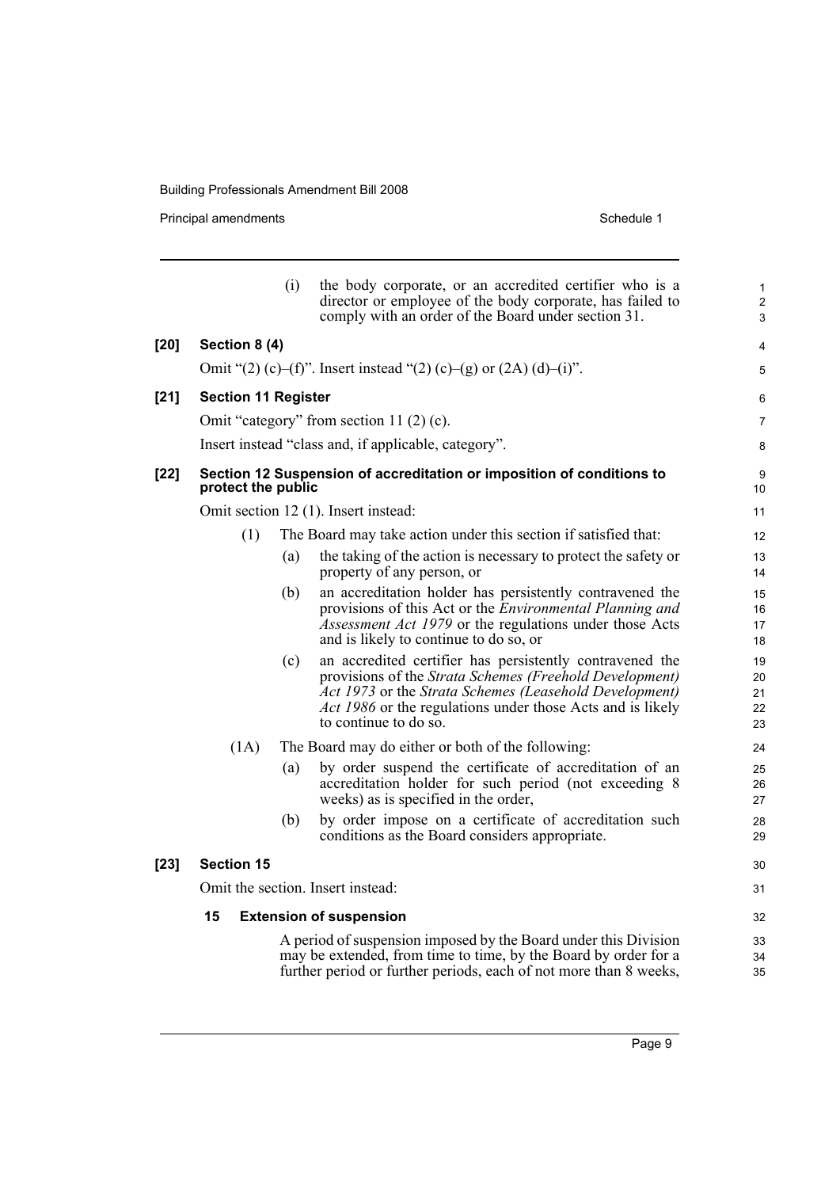(i) the body corporate, or an accredited certifier who is a director or employee of the body corporate, has failed to comply with an order of the Board under section 31.

**[20] Section 8 (4)**

Omit "(2) (c)–(f)". Insert instead "(2) (c)–(g) or (2A) (d)–(i)".

**[21] Section 11 Register**

Omit "category" from section 11 (2) (c).

Insert instead "class and, if applicable, category".

**[22] Section 12 Suspension of accreditation or imposition of conditions to protect the public**

Omit section 12 (1). Insert instead:

(1) The Board may take action under this section if satisfied that:

(a) the taking of the action is necessary to protect the safety or property of any person, or

(b) an accreditation holder has persistently contravened the provisions of this Act or the *Environmental Planning and Assessment Act 1979* or the regulations under those Acts and is likely to continue to do so, or

(c) an accredited certifier has persistently contravened the provisions of the *Strata Schemes (Freehold Development) Act 1973* or the *Strata Schemes (Leasehold Development) Act 1986* or the regulations under those Acts and is likely to continue to do so.

(1A) The Board may do either or both of the following:

(a) by order suspend the certificate of accreditation of an accreditation holder for such period (not exceeding 8 weeks) as is specified in the order,

(b) by order impose on a certificate of accreditation such conditions as the Board considers appropriate.

**[23] Section 15**

Omit the section. Insert instead:

**15 Extension of suspension**

A period of suspension imposed by the Board under this Division may be extended, from time to time, by the Board by order for a further period or further periods, each of not more than 8 weeks,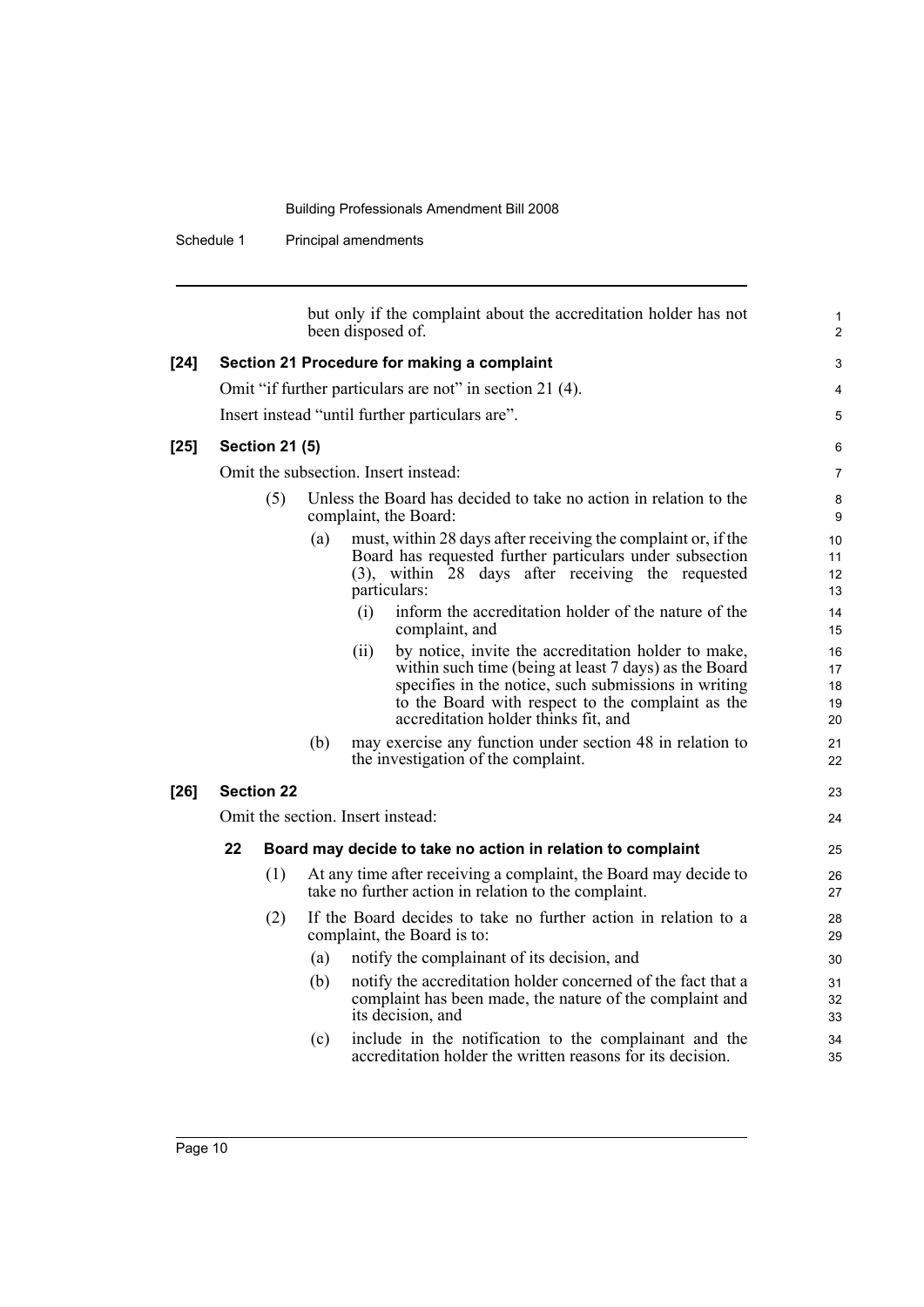but only if the complaint about the accreditation holder has not been disposed of.

**[24] Section 21 Procedure for making a complaint**

Omit "if further particulars are not" in section 21 (4).

Insert instead "until further particulars are".

**[25] Section 21 (5)**

Omit the subsection. Insert instead:

(5) Unless the Board has decided to take no action in relation to the complaint, the Board:

(a) must, within 28 days after receiving the complaint or, if the Board has requested further particulars under subsection (3), within 28 days after receiving the requested particulars:

(i) inform the accreditation holder of the nature of the complaint, and

(ii) by notice, invite the accreditation holder to make, within such time (being at least 7 days) as the Board specifies in the notice, such submissions in writing to the Board with respect to the complaint as the accreditation holder thinks fit, and

(b) may exercise any function under section 48 in relation to the investigation of the complaint.

**[26] Section 22**

Omit the section. Insert instead:

**22 Board may decide to take no action in relation to complaint**

(1) At any time after receiving a complaint, the Board may decide to take no further action in relation to the complaint.

(2) If the Board decides to take no further action in relation to a complaint, the Board is to:

(a) notify the complainant of its decision, and

(b) notify the accreditation holder concerned of the fact that a complaint has been made, the nature of the complaint and its decision, and

(c) include in the notification to the complainant and the accreditation holder the written reasons for its decision.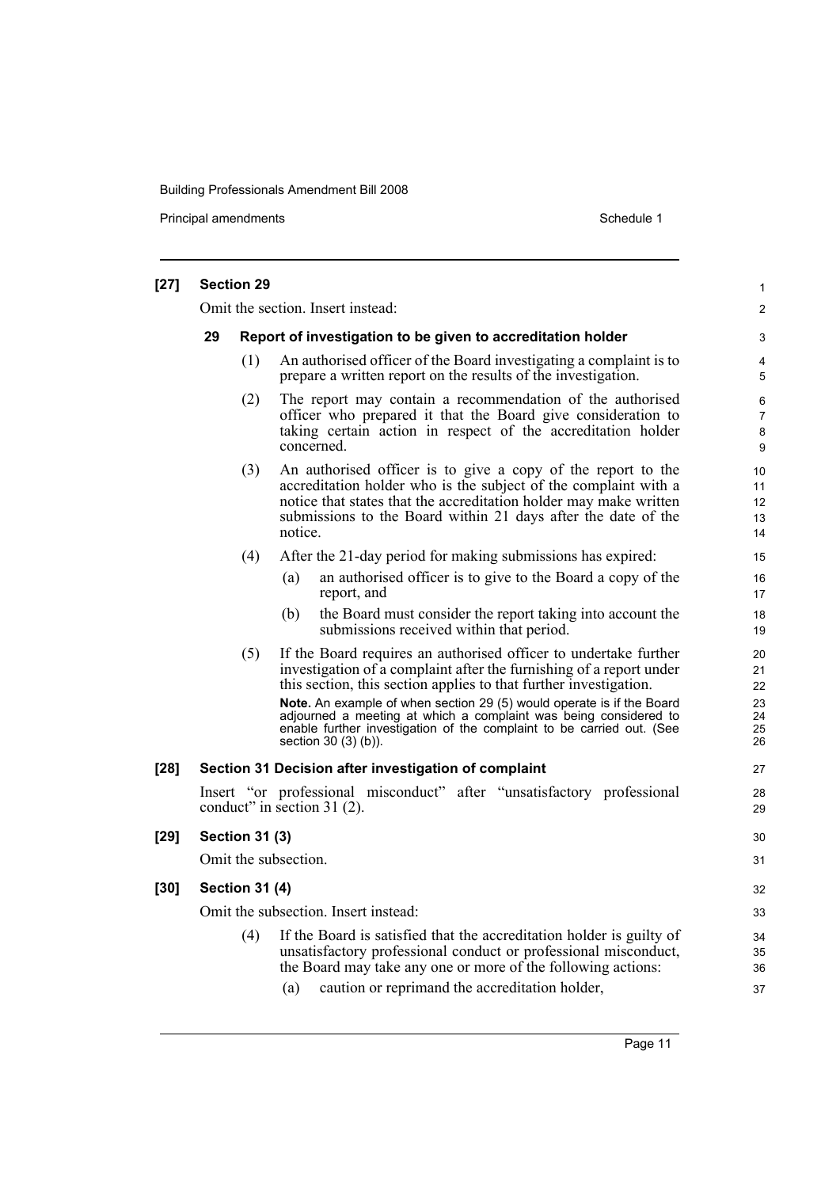**[27] Section 29**

Omit the section. Insert instead:

**29 Report of investigation to be given to accreditation holder**

(1) An authorised officer of the Board investigating a complaint is to prepare a written report on the results of the investigation.

(2) The report may contain a recommendation of the authorised officer who prepared it that the Board give consideration to taking certain action in respect of the accreditation holder concerned.

(3) An authorised officer is to give a copy of the report to the accreditation holder who is the subject of the complaint with a notice that states that the accreditation holder may make written submissions to the Board within 21 days after the date of the notice.

(4) After the 21-day period for making submissions has expired:

(a) an authorised officer is to give to the Board a copy of the report, and

(b) the Board must consider the report taking into account the submissions received within that period.

(5) If the Board requires an authorised officer to undertake further investigation of a complaint after the furnishing of a report under this section, this section applies to that further investigation.

**Note.** An example of when section 29 (5) would operate is if the Board adjourned a meeting at which a complaint was being considered to enable further investigation of the complaint to be carried out. (See section 30 (3) (b)).

**[28] Section 31 Decision after investigation of complaint**

Insert "or professional misconduct" after "unsatisfactory professional conduct" in section 31 (2).

**[29] Section 31 (3)**

Omit the subsection.

**[30] Section 31 (4)**

Omit the subsection. Insert instead:

(4) If the Board is satisfied that the accreditation holder is guilty of unsatisfactory professional conduct or professional misconduct, the Board may take any one or more of the following actions:

(a) caution or reprimand the accreditation holder,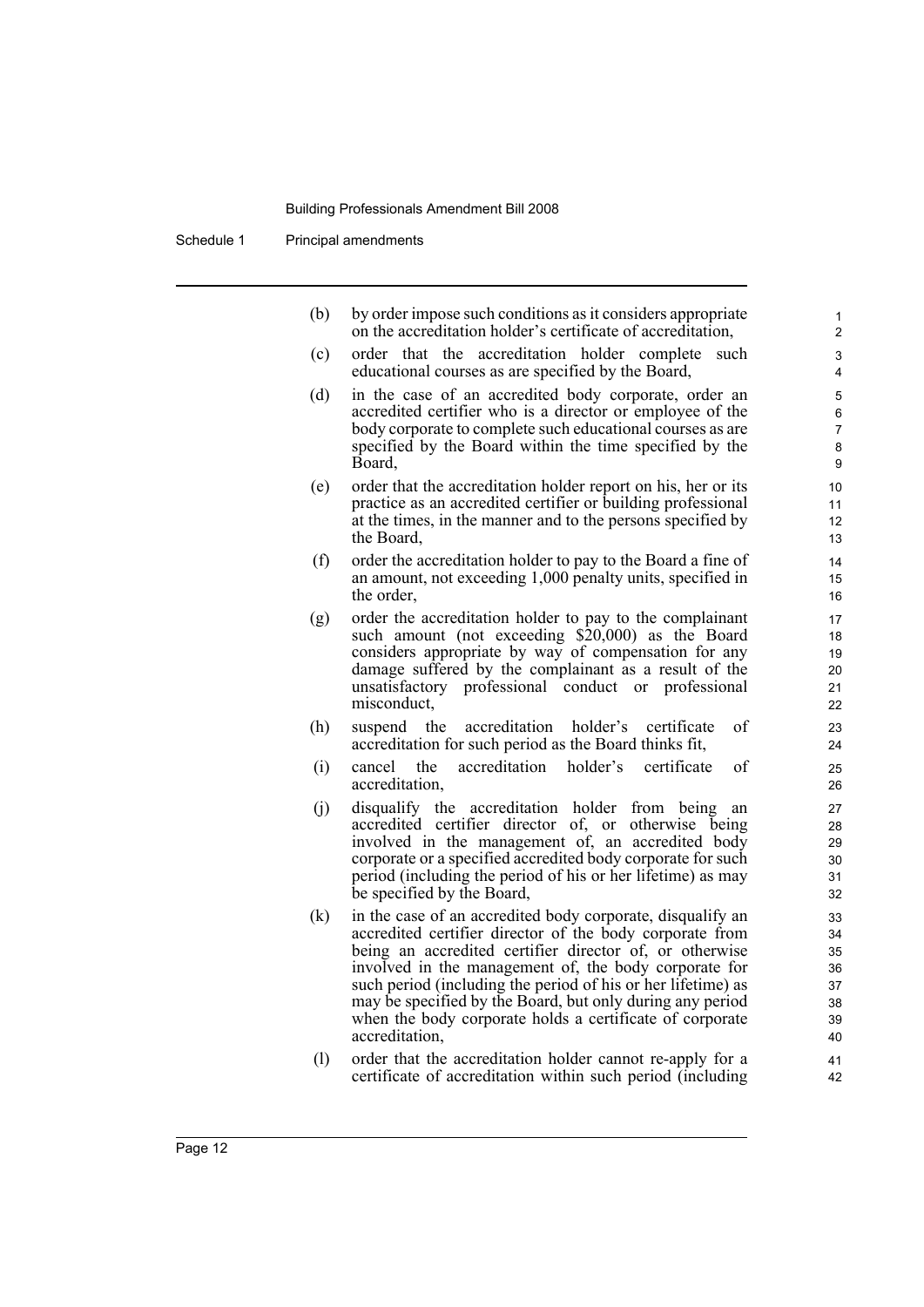(b) by order impose such conditions as it considers appropriate on the accreditation holder's certificate of accreditation,

(c) order that the accreditation holder complete such educational courses as are specified by the Board,

(d) in the case of an accredited body corporate, order an accredited certifier who is a director or employee of the body corporate to complete such educational courses as are specified by the Board within the time specified by the Board,

(e) order that the accreditation holder report on his, her or its practice as an accredited certifier or building professional at the times, in the manner and to the persons specified by the Board,

(f) order the accreditation holder to pay to the Board a fine of an amount, not exceeding 1,000 penalty units, specified in the order,

(g) order the accreditation holder to pay to the complainant such amount (not exceeding $20,000) as the Board considers appropriate by way of compensation for any damage suffered by the complainant as a result of the unsatisfactory professional conduct or professional misconduct,

(h) suspend the accreditation holder's certificate of accreditation for such period as the Board thinks fit,

(i) cancel the accreditation holder's certificate of accreditation,

(j) disqualify the accreditation holder from being an accredited certifier director of, or otherwise being involved in the management of, an accredited body corporate or a specified accredited body corporate for such period (including the period of his or her lifetime) as may be specified by the Board,

(k) in the case of an accredited body corporate, disqualify an accredited certifier director of the body corporate from being an accredited certifier director of, or otherwise involved in the management of, the body corporate for such period (including the period of his or her lifetime) as may be specified by the Board, but only during any period when the body corporate holds a certificate of corporate accreditation,

(l) order that the accreditation holder cannot re-apply for a certificate of accreditation within such period (including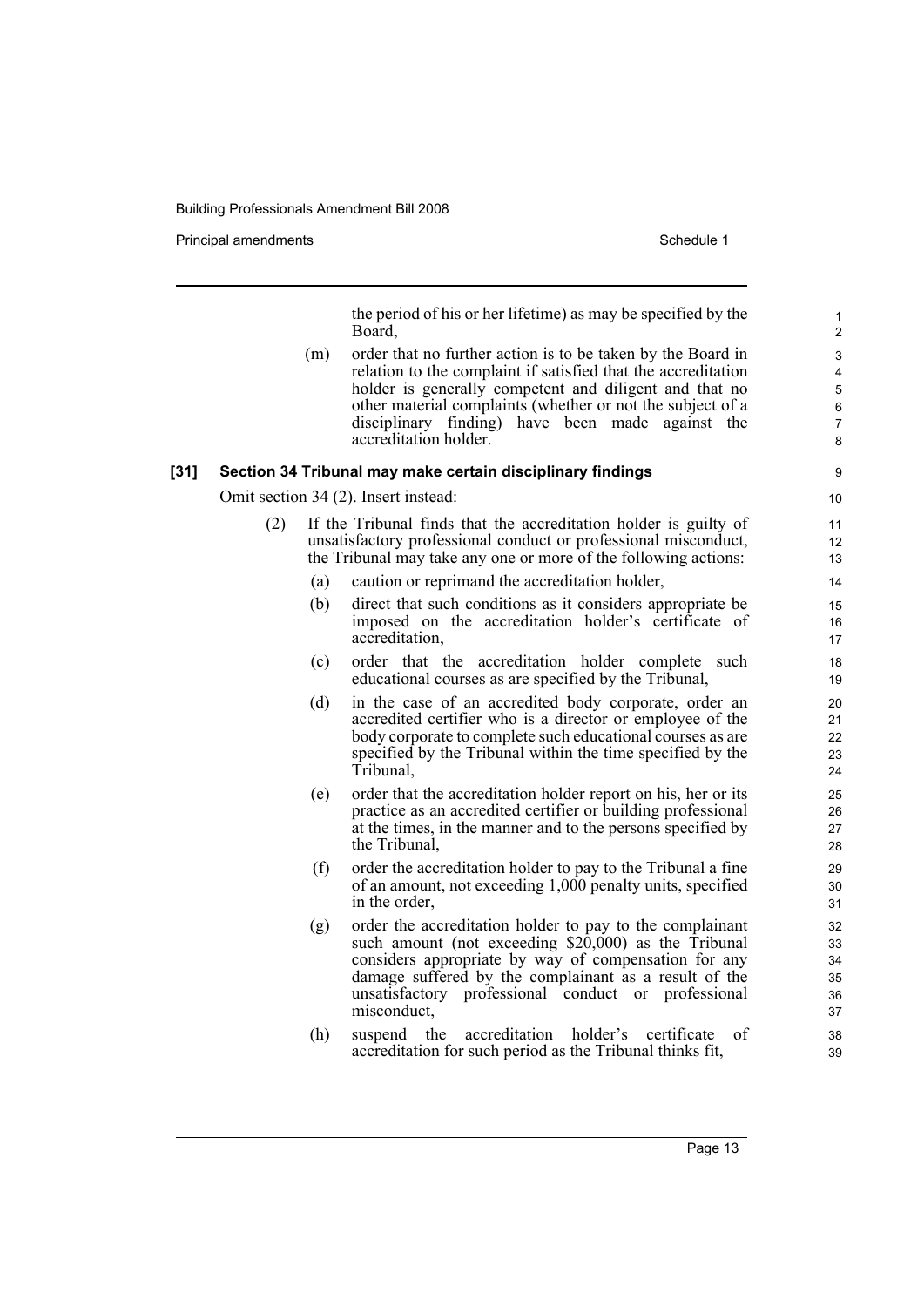the period of his or her lifetime) as may be specified by the Board,

(m) order that no further action is to be taken by the Board in relation to the complaint if satisfied that the accreditation holder is generally competent and diligent and that no other material complaints (whether or not the subject of a disciplinary finding) have been made against the accreditation holder.

**[31] Section 34 Tribunal may make certain disciplinary findings**

Omit section 34 (2). Insert instead:

(2) If the Tribunal finds that the accreditation holder is guilty of unsatisfactory professional conduct or professional misconduct, the Tribunal may take any one or more of the following actions:

(a) caution or reprimand the accreditation holder,

(b) direct that such conditions as it considers appropriate be imposed on the accreditation holder's certificate of accreditation,

(c) order that the accreditation holder complete such educational courses as are specified by the Tribunal,

(d) in the case of an accredited body corporate, order an accredited certifier who is a director or employee of the body corporate to complete such educational courses as are specified by the Tribunal within the time specified by the Tribunal,

(e) order that the accreditation holder report on his, her or its practice as an accredited certifier or building professional at the times, in the manner and to the persons specified by the Tribunal,

(f) order the accreditation holder to pay to the Tribunal a fine of an amount, not exceeding 1,000 penalty units, specified in the order,

(g) order the accreditation holder to pay to the complainant such amount (not exceeding $20,000) as the Tribunal considers appropriate by way of compensation for any damage suffered by the complainant as a result of the unsatisfactory professional conduct or professional misconduct,

(h) suspend the accreditation holder's certificate of accreditation for such period as the Tribunal thinks fit,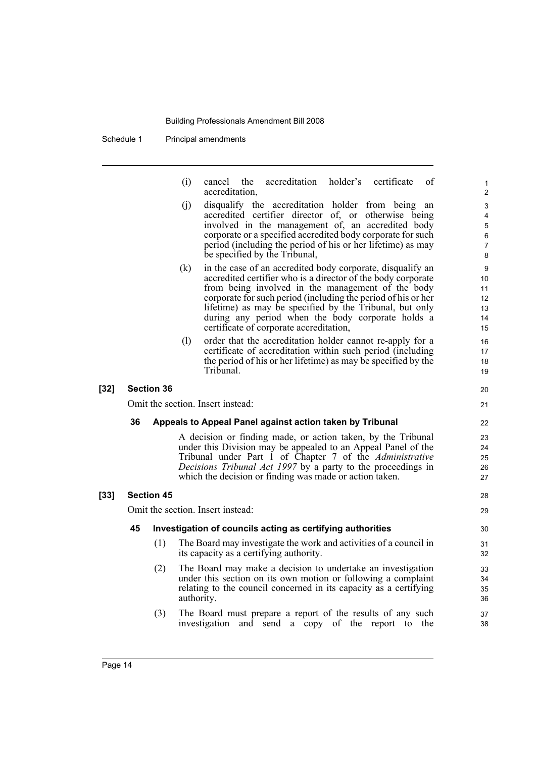(i) cancel the accreditation holder's certificate of accreditation,

(j) disqualify the accreditation holder from being an accredited certifier director of, or otherwise being involved in the management of, an accredited body corporate or a specified accredited body corporate for such period (including the period of his or her lifetime) as may be specified by the Tribunal,

(k) in the case of an accredited body corporate, disqualify an accredited certifier who is a director of the body corporate from being involved in the management of the body corporate for such period (including the period of his or her lifetime) as may be specified by the Tribunal, but only during any period when the body corporate holds a certificate of corporate accreditation,

(l) order that the accreditation holder cannot re-apply for a certificate of accreditation within such period (including the period of his or her lifetime) as may be specified by the Tribunal.

**[32] Section 36**

Omit the section. Insert instead:

**36 Appeals to Appeal Panel against action taken by Tribunal**

A decision or finding made, or action taken, by the Tribunal under this Division may be appealed to an Appeal Panel of the Tribunal under Part 1 of Chapter 7 of the *Administrative Decisions Tribunal Act 1997* by a party to the proceedings in which the decision or finding was made or action taken.

**[33] Section 45**

Omit the section. Insert instead:

**45 Investigation of councils acting as certifying authorities**

(1) The Board may investigate the work and activities of a council in its capacity as a certifying authority.

(2) The Board may make a decision to undertake an investigation under this section on its own motion or following a complaint relating to the council concerned in its capacity as a certifying authority.

(3) The Board must prepare a report of the results of any such investigation and send a copy of the report to the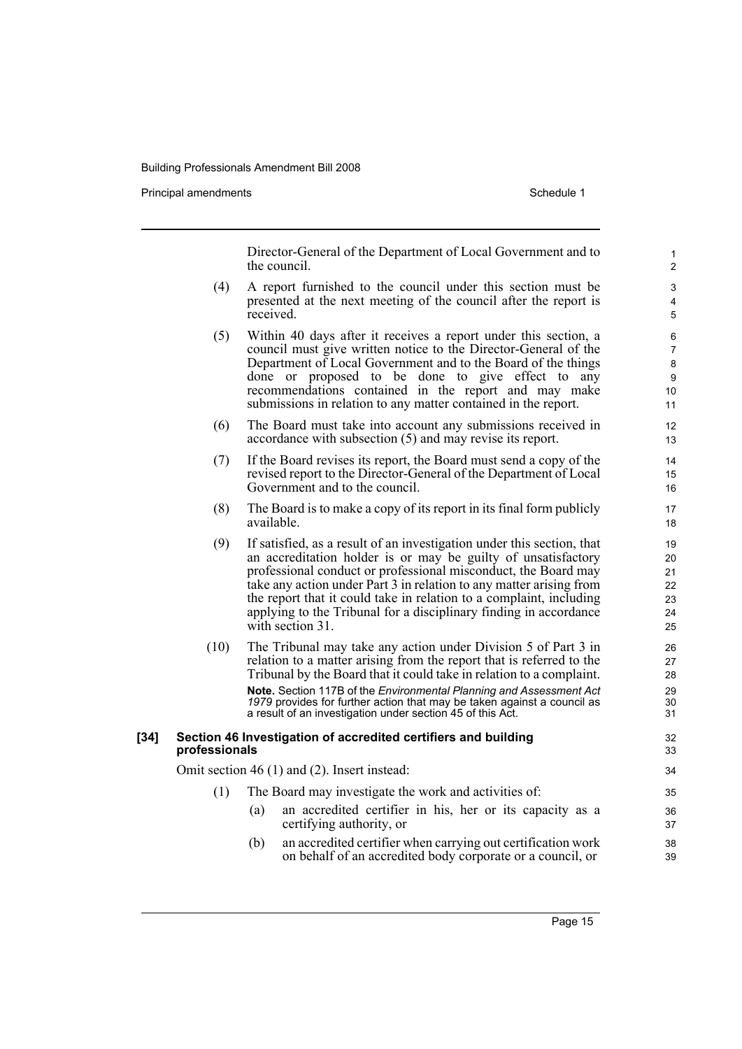Director-General of the Department of Local Government and to the council.

(4) A report furnished to the council under this section must be presented at the next meeting of the council after the report is received.

(5) Within 40 days after it receives a report under this section, a council must give written notice to the Director-General of the Department of Local Government and to the Board of the things done or proposed to be done to give effect to any recommendations contained in the report and may make submissions in relation to any matter contained in the report.

(6) The Board must take into account any submissions received in accordance with subsection (5) and may revise its report.

(7) If the Board revises its report, the Board must send a copy of the revised report to the Director-General of the Department of Local Government and to the council.

(8) The Board is to make a copy of its report in its final form publicly available.

(9) If satisfied, as a result of an investigation under this section, that an accreditation holder is or may be guilty of unsatisfactory professional conduct or professional misconduct, the Board may take any action under Part 3 in relation to any matter arising from the report that it could take in relation to a complaint, including applying to the Tribunal for a disciplinary finding in accordance with section 31.

(10) The Tribunal may take any action under Division 5 of Part 3 in relation to a matter arising from the report that is referred to the Tribunal by the Board that it could take in relation to a complaint.

**Note.** Section 117B of the *Environmental Planning and Assessment Act 1979* provides for further action that may be taken against a council as a result of an investigation under section 45 of this Act.

**[34] Section 46 Investigation of accredited certifiers and building professionals**

Omit section 46 (1) and (2). Insert instead:

(1) The Board may investigate the work and activities of:

(a) an accredited certifier in his, her or its capacity as a certifying authority, or

(b) an accredited certifier when carrying out certification work on behalf of an accredited body corporate or a council, or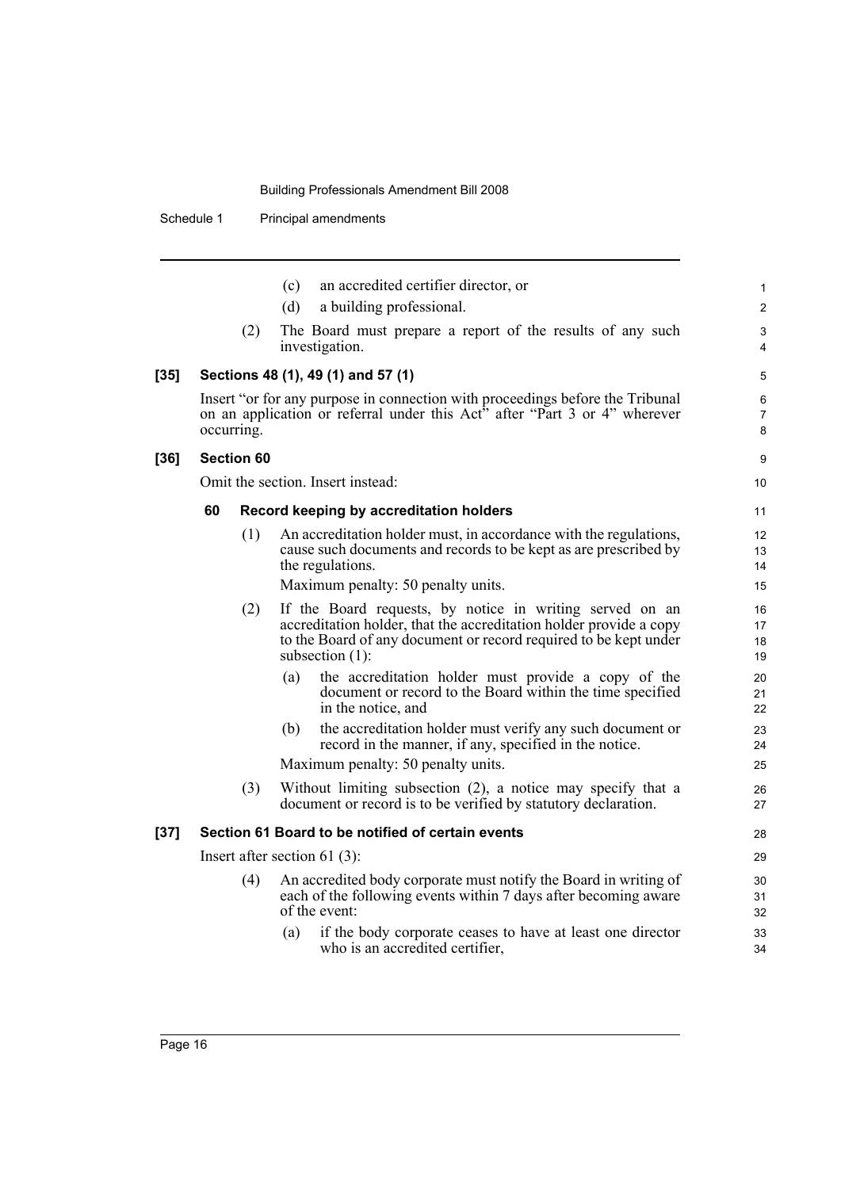(c) an accredited certifier director, or

(d) a building professional.

(2) The Board must prepare a report of the results of any such investigation.

### [35] Sections 48 (1), 49 (1) and 57 (1)

Insert "or for any purpose in connection with proceedings before the Tribunal on an application or referral under this Act" after "Part 3 or 4" wherever occurring.

### [36] Section 60

Omit the section. Insert instead:

#### 60 Record keeping by accreditation holders

(1) An accreditation holder must, in accordance with the regulations, cause such documents and records to be kept as are prescribed by the regulations.

Maximum penalty: 50 penalty units.

(2) If the Board requests, by notice in writing served on an accreditation holder, that the accreditation holder provide a copy to the Board of any document or record required to be kept under subsection (1):

(a) the accreditation holder must provide a copy of the document or record to the Board within the time specified in the notice, and

(b) the accreditation holder must verify any such document or record in the manner, if any, specified in the notice.

Maximum penalty: 50 penalty units.

(3) Without limiting subsection (2), a notice may specify that a document or record is to be verified by statutory declaration.

### [37] Section 61 Board to be notified of certain events

Insert after section 61 (3):

(4) An accredited body corporate must notify the Board in writing of each of the following events within 7 days after becoming aware of the event:

(a) if the body corporate ceases to have at least one director who is an accredited certifier,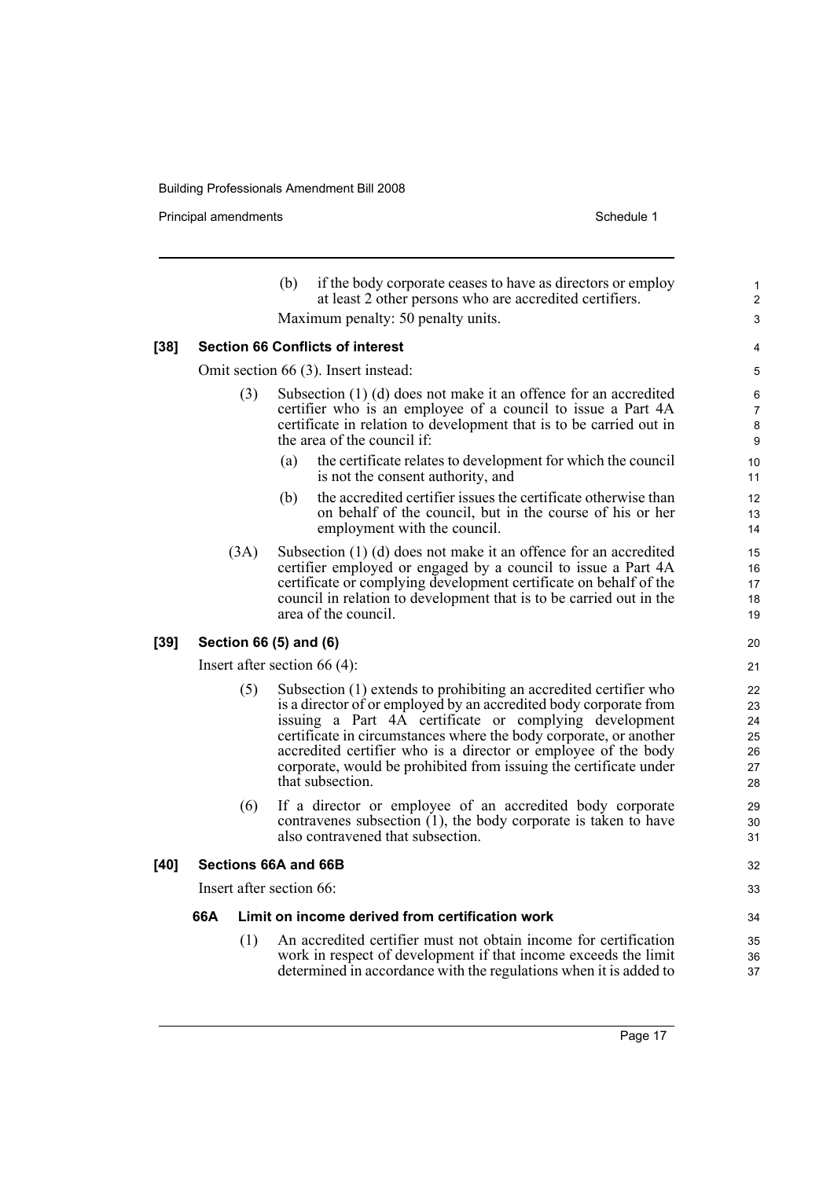(b) if the body corporate ceases to have as directors or employ at least 2 other persons who are accredited certifiers.

Maximum penalty: 50 penalty units.

**[38] Section 66 Conflicts of interest**

Omit section 66 (3). Insert instead:

(3) Subsection (1) (d) does not make it an offence for an accredited certifier who is an employee of a council to issue a Part 4A certificate in relation to development that is to be carried out in the area of the council if:

(a) the certificate relates to development for which the council is not the consent authority, and

(b) the accredited certifier issues the certificate otherwise than on behalf of the council, but in the course of his or her employment with the council.

(3A) Subsection (1) (d) does not make it an offence for an accredited certifier employed or engaged by a council to issue a Part 4A certificate or complying development certificate on behalf of the council in relation to development that is to be carried out in the area of the council.

**[39] Section 66 (5) and (6)**

Insert after section 66 (4):

(5) Subsection (1) extends to prohibiting an accredited certifier who is a director of or employed by an accredited body corporate from issuing a Part 4A certificate or complying development certificate in circumstances where the body corporate, or another accredited certifier who is a director or employee of the body corporate, would be prohibited from issuing the certificate under that subsection.

(6) If a director or employee of an accredited body corporate contravenes subsection (1), the body corporate is taken to have also contravened that subsection.

**[40] Sections 66A and 66B**

Insert after section 66:

**66A Limit on income derived from certification work**

(1) An accredited certifier must not obtain income for certification work in respect of development if that income exceeds the limit determined in accordance with the regulations when it is added to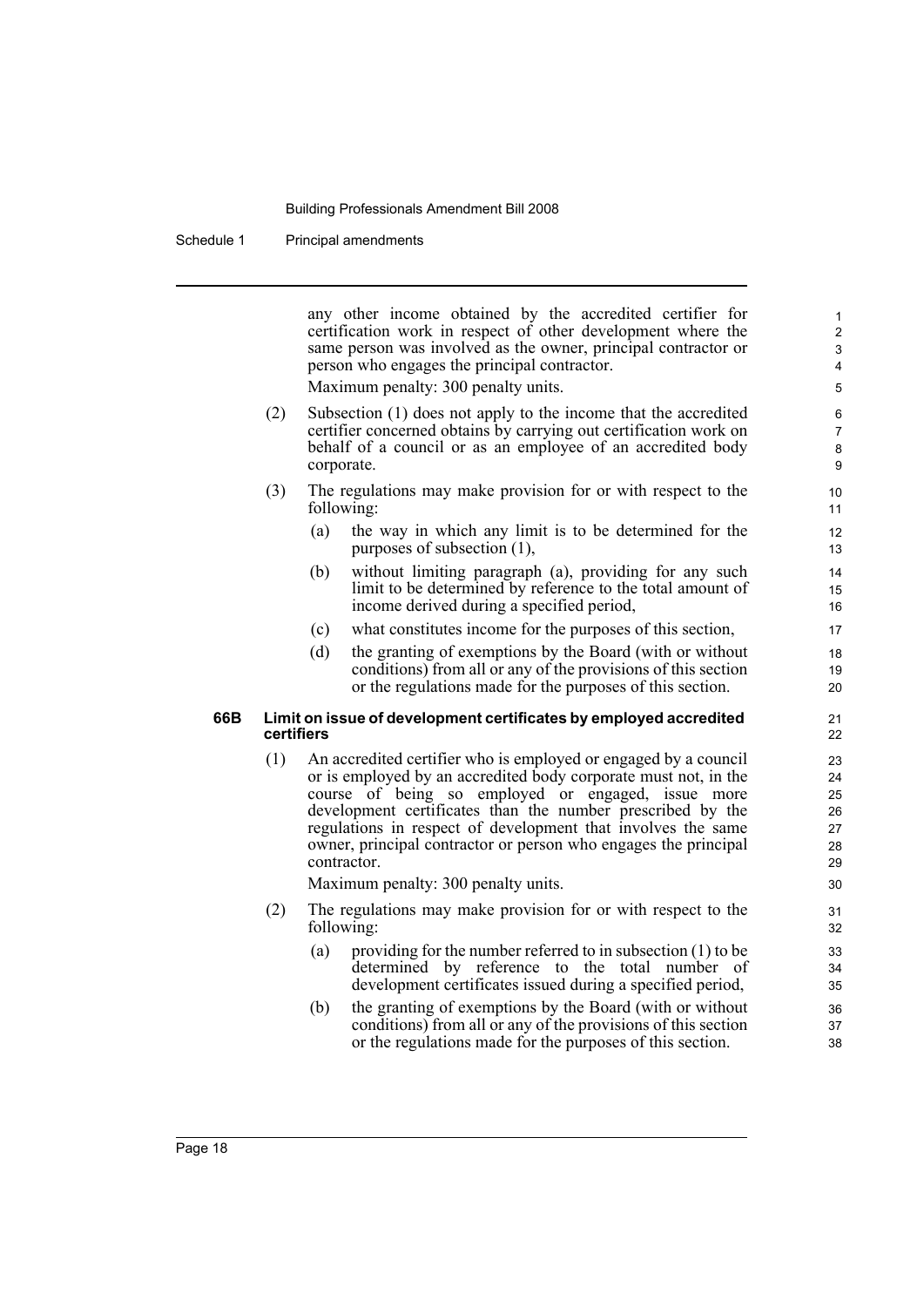any other income obtained by the accredited certifier for certification work in respect of other development where the same person was involved as the owner, principal contractor or person who engages the principal contractor.

Maximum penalty: 300 penalty units.

(2) Subsection (1) does not apply to the income that the accredited certifier concerned obtains by carrying out certification work on behalf of a council or as an employee of an accredited body corporate.

(3) The regulations may make provision for or with respect to the following:

(a) the way in which any limit is to be determined for the purposes of subsection (1),

(b) without limiting paragraph (a), providing for any such limit to be determined by reference to the total amount of income derived during a specified period,

(c) what constitutes income for the purposes of this section,

(d) the granting of exemptions by the Board (with or without conditions) from all or any of the provisions of this section or the regulations made for the purposes of this section.

### 66B Limit on issue of development certificates by employed accredited certifiers

(1) An accredited certifier who is employed or engaged by a council or is employed by an accredited body corporate must not, in the course of being so employed or engaged, issue more development certificates than the number prescribed by the regulations in respect of development that involves the same owner, principal contractor or person who engages the principal contractor.

Maximum penalty: 300 penalty units.

(2) The regulations may make provision for or with respect to the following:

(a) providing for the number referred to in subsection (1) to be determined by reference to the total number of development certificates issued during a specified period,

(b) the granting of exemptions by the Board (with or without conditions) from all or any of the provisions of this section or the regulations made for the purposes of this section.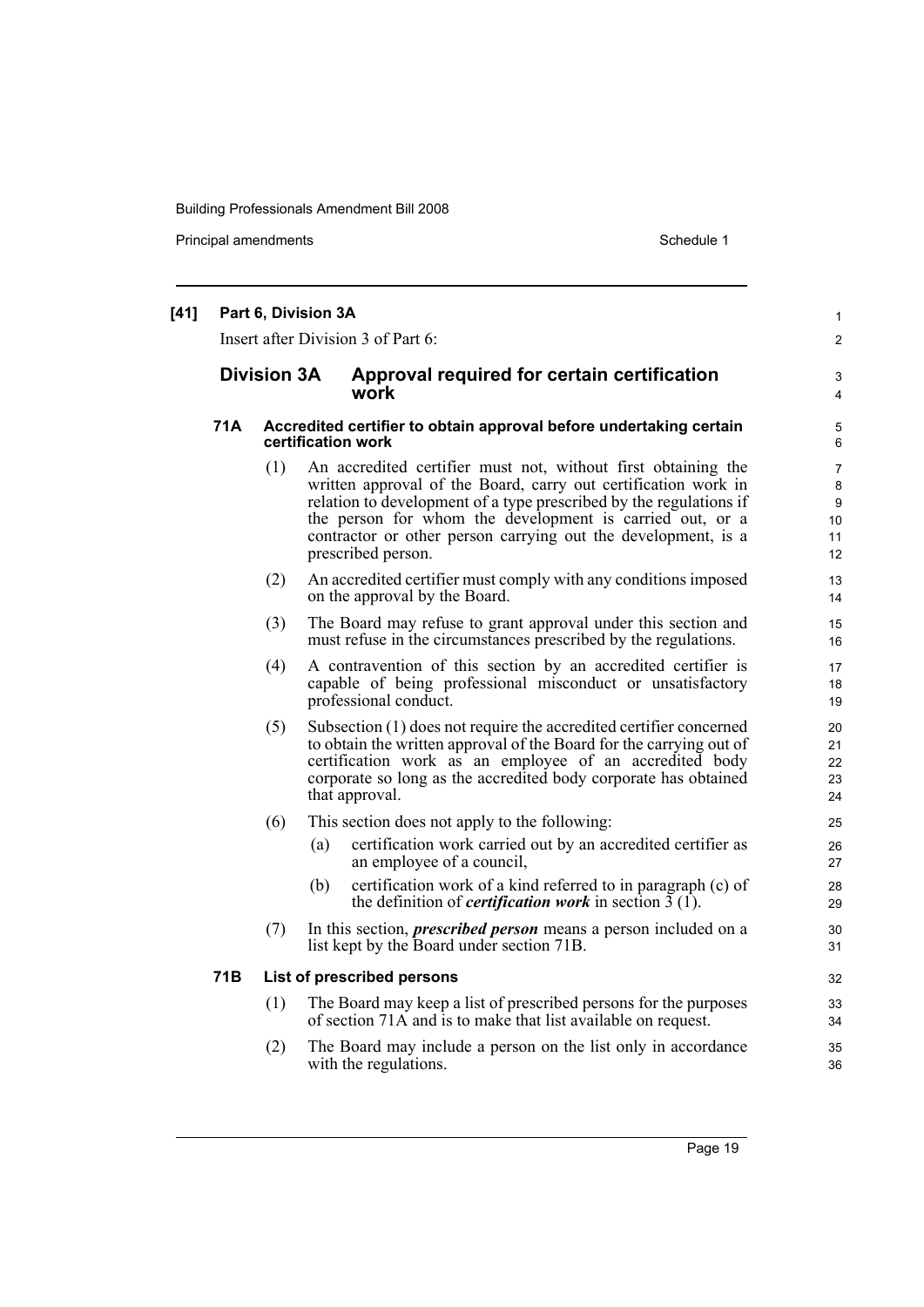**[41] Part 6, Division 3A**

Insert after Division 3 of Part 6:

## Division 3A Approval required for certain certification work

### 71A Accredited certifier to obtain approval before undertaking certain certification work

(1) An accredited certifier must not, without first obtaining the written approval of the Board, carry out certification work in relation to development of a type prescribed by the regulations if the person for whom the development is carried out, or a contractor or other person carrying out the development, is a prescribed person.

(2) An accredited certifier must comply with any conditions imposed on the approval by the Board.

(3) The Board may refuse to grant approval under this section and must refuse in the circumstances prescribed by the regulations.

(4) A contravention of this section by an accredited certifier is capable of being professional misconduct or unsatisfactory professional conduct.

(5) Subsection (1) does not require the accredited certifier concerned to obtain the written approval of the Board for the carrying out of certification work as an employee of an accredited body corporate so long as the accredited body corporate has obtained that approval.

(6) This section does not apply to the following:

(a) certification work carried out by an accredited certifier as an employee of a council,

(b) certification work of a kind referred to in paragraph (c) of the definition of ***certification work*** in section 3 (1).

(7) In this section, ***prescribed person*** means a person included on a list kept by the Board under section 71B.

### 71B List of prescribed persons

(1) The Board may keep a list of prescribed persons for the purposes of section 71A and is to make that list available on request.

(2) The Board may include a person on the list only in accordance with the regulations.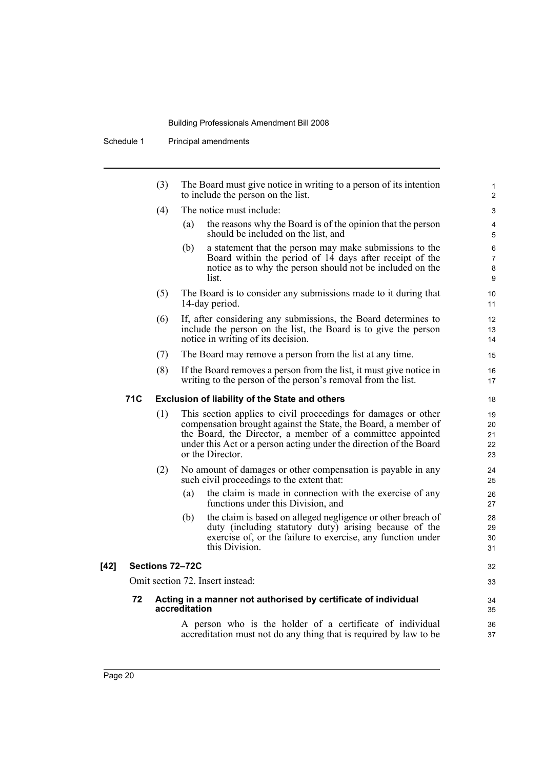(3) The Board must give notice in writing to a person of its intention to include the person on the list.

(4) The notice must include:

- (a) the reasons why the Board is of the opinion that the person should be included on the list, and
- (b) a statement that the person may make submissions to the Board within the period of 14 days after receipt of the notice as to why the person should not be included on the list.

(5) The Board is to consider any submissions made to it during that 14-day period.

(6) If, after considering any submissions, the Board determines to include the person on the list, the Board is to give the person notice in writing of its decision.

(7) The Board may remove a person from the list at any time.

(8) If the Board removes a person from the list, it must give notice in writing to the person of the person's removal from the list.

**71C Exclusion of liability of the State and others**

(1) This section applies to civil proceedings for damages or other compensation brought against the State, the Board, a member of the Board, the Director, a member of a committee appointed under this Act or a person acting under the direction of the Board or the Director.

(2) No amount of damages or other compensation is payable in any such civil proceedings to the extent that:

- (a) the claim is made in connection with the exercise of any functions under this Division, and
- (b) the claim is based on alleged negligence or other breach of duty (including statutory duty) arising because of the exercise of, or the failure to exercise, any function under this Division.

**[42] Sections 72–72C**

Omit section 72. Insert instead:

**72 Acting in a manner not authorised by certificate of individual accreditation**

A person who is the holder of a certificate of individual accreditation must not do any thing that is required by law to be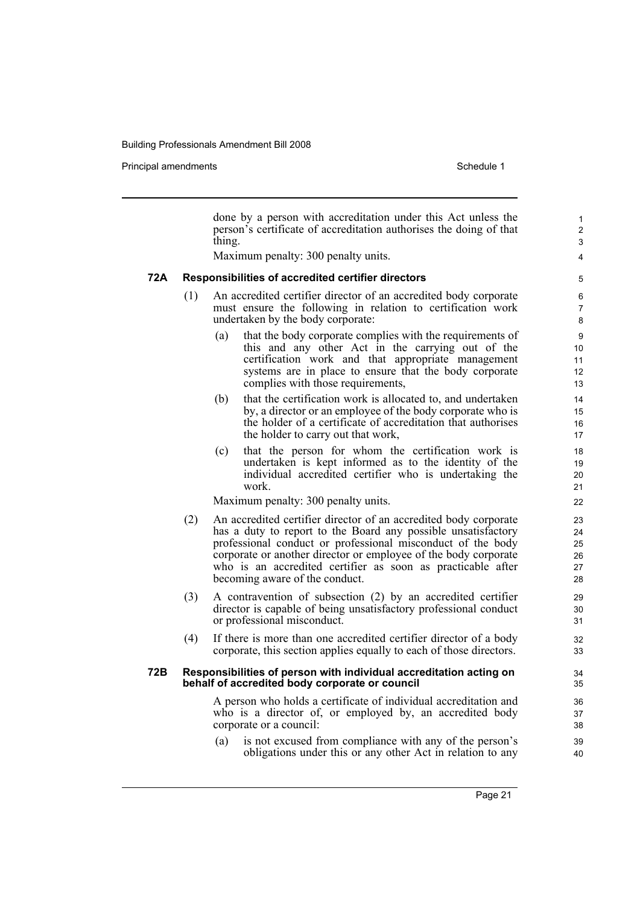done by a person with accreditation under this Act unless the person's certificate of accreditation authorises the doing of that thing.

Maximum penalty: 300 penalty units.

**72A Responsibilities of accredited certifier directors**

(1) An accredited certifier director of an accredited body corporate must ensure the following in relation to certification work undertaken by the body corporate:

(a) that the body corporate complies with the requirements of this and any other Act in the carrying out of the certification work and that appropriate management systems are in place to ensure that the body corporate complies with those requirements,

(b) that the certification work is allocated to, and undertaken by, a director or an employee of the body corporate who is the holder of a certificate of accreditation that authorises the holder to carry out that work,

(c) that the person for whom the certification work is undertaken is kept informed as to the identity of the individual accredited certifier who is undertaking the work.

Maximum penalty: 300 penalty units.

(2) An accredited certifier director of an accredited body corporate has a duty to report to the Board any possible unsatisfactory professional conduct or professional misconduct of the body corporate or another director or employee of the body corporate who is an accredited certifier as soon as practicable after becoming aware of the conduct.

(3) A contravention of subsection (2) by an accredited certifier director is capable of being unsatisfactory professional conduct or professional misconduct.

(4) If there is more than one accredited certifier director of a body corporate, this section applies equally to each of those directors.

**72B Responsibilities of person with individual accreditation acting on behalf of accredited body corporate or council**

A person who holds a certificate of individual accreditation and who is a director of, or employed by, an accredited body corporate or a council:

(a) is not excused from compliance with any of the person's obligations under this or any other Act in relation to any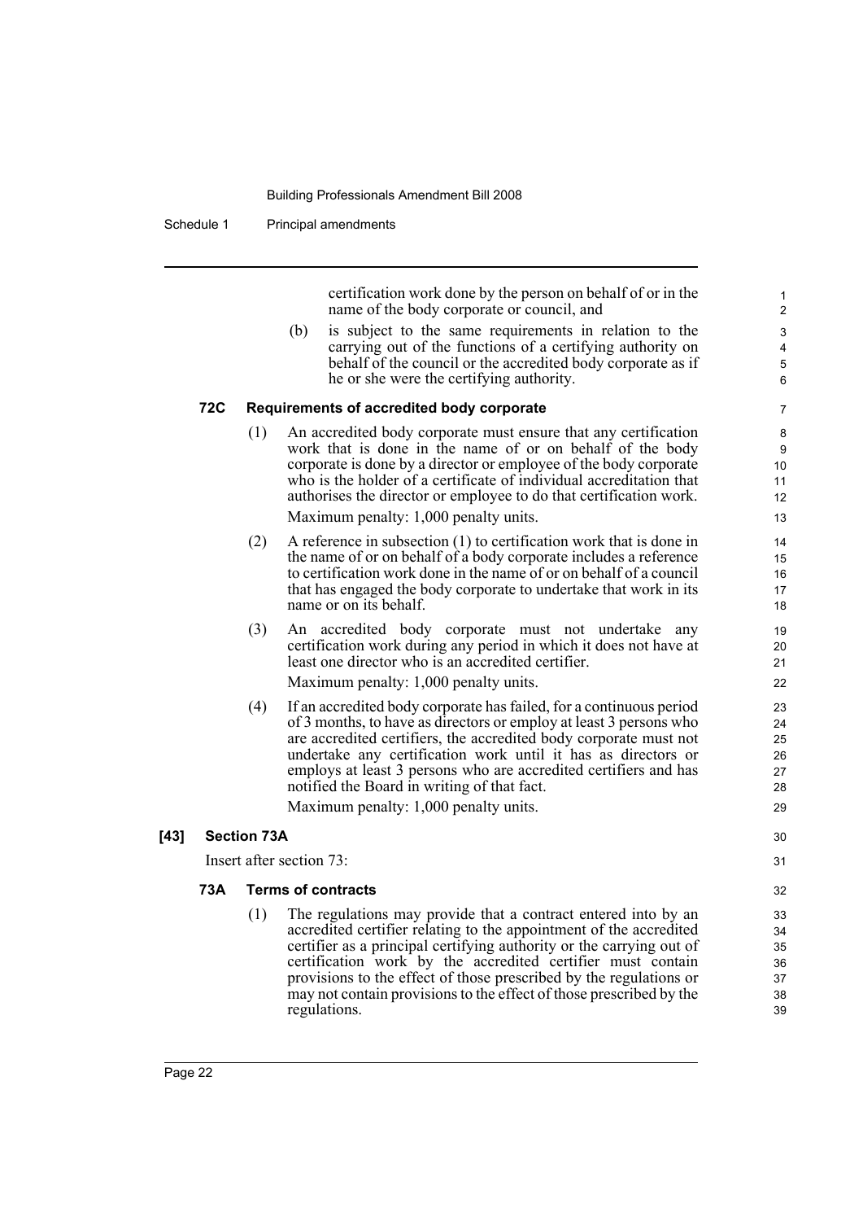certification work done by the person on behalf of or in the name of the body corporate or council, and

(b) is subject to the same requirements in relation to the carrying out of the functions of a certifying authority on behalf of the council or the accredited body corporate as if he or she were the certifying authority.

**72C Requirements of accredited body corporate**

(1) An accredited body corporate must ensure that any certification work that is done in the name of or on behalf of the body corporate is done by a director or employee of the body corporate who is the holder of a certificate of individual accreditation that authorises the director or employee to do that certification work.

Maximum penalty: 1,000 penalty units.

(2) A reference in subsection (1) to certification work that is done in the name of or on behalf of a body corporate includes a reference to certification work done in the name of or on behalf of a council that has engaged the body corporate to undertake that work in its name or on its behalf.

(3) An accredited body corporate must not undertake any certification work during any period in which it does not have at least one director who is an accredited certifier.

Maximum penalty: 1,000 penalty units.

(4) If an accredited body corporate has failed, for a continuous period of 3 months, to have as directors or employ at least 3 persons who are accredited certifiers, the accredited body corporate must not undertake any certification work until it has as directors or employs at least 3 persons who are accredited certifiers and has notified the Board in writing of that fact.

Maximum penalty: 1,000 penalty units.

**[43] Section 73A**

Insert after section 73:

**73A Terms of contracts**

(1) The regulations may provide that a contract entered into by an accredited certifier relating to the appointment of the accredited certifier as a principal certifying authority or the carrying out of certification work by the accredited certifier must contain provisions to the effect of those prescribed by the regulations or may not contain provisions to the effect of those prescribed by the regulations.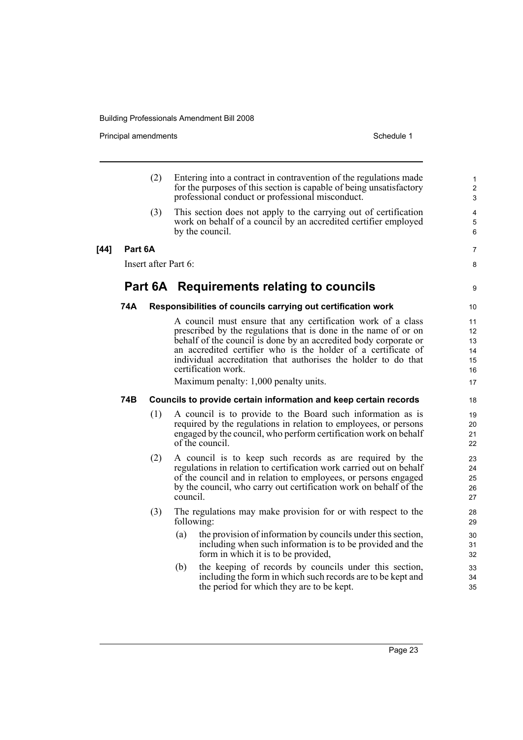(2) Entering into a contract in contravention of the regulations made for the purposes of this section is capable of being unsatisfactory professional conduct or professional misconduct.

(3) This section does not apply to the carrying out of certification work on behalf of a council by an accredited certifier employed by the council.

**[44] Part 6A**

Insert after Part 6:

## Part 6A Requirements relating to councils

### 74A Responsibilities of councils carrying out certification work

A council must ensure that any certification work of a class prescribed by the regulations that is done in the name of or on behalf of the council is done by an accredited body corporate or an accredited certifier who is the holder of a certificate of individual accreditation that authorises the holder to do that certification work.

Maximum penalty: 1,000 penalty units.

### 74B Councils to provide certain information and keep certain records

(1) A council is to provide to the Board such information as is required by the regulations in relation to employees, or persons engaged by the council, who perform certification work on behalf of the council.

(2) A council is to keep such records as are required by the regulations in relation to certification work carried out on behalf of the council and in relation to employees, or persons engaged by the council, who carry out certification work on behalf of the council.

(3) The regulations may make provision for or with respect to the following:

(a) the provision of information by councils under this section, including when such information is to be provided and the form in which it is to be provided,

(b) the keeping of records by councils under this section, including the form in which such records are to be kept and the period for which they are to be kept.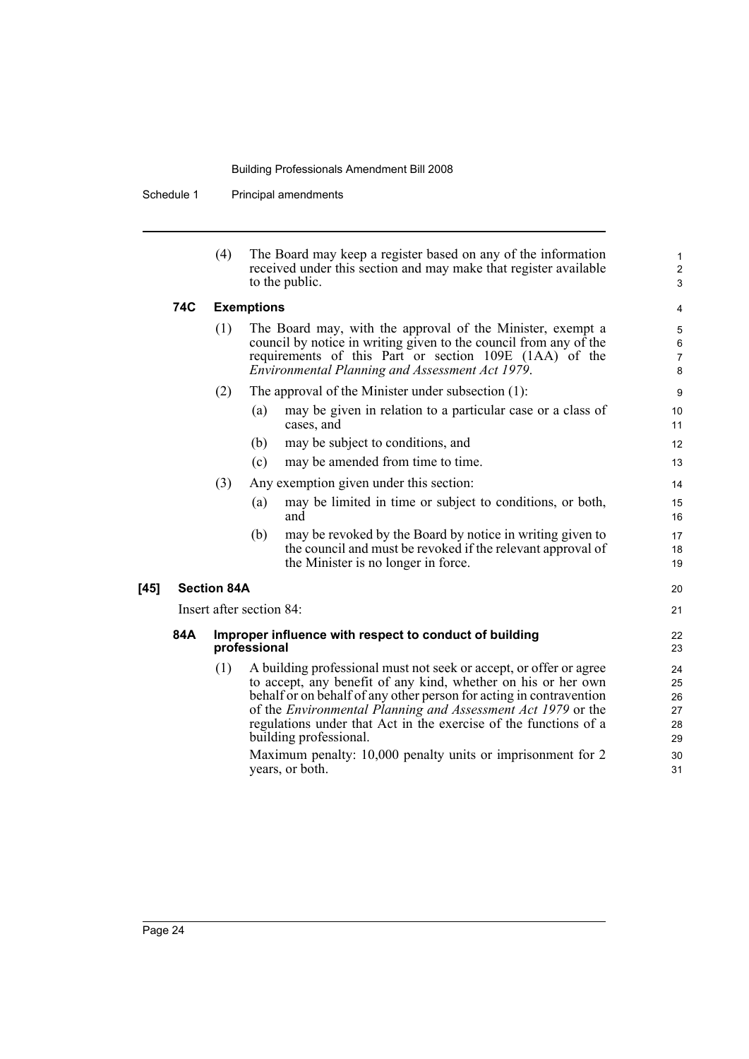(4) The Board may keep a register based on any of the information received under this section and may make that register available to the public.

**74C Exemptions**

(1) The Board may, with the approval of the Minister, exempt a council by notice in writing given to the council from any of the requirements of this Part or section 109E (1AA) of the *Environmental Planning and Assessment Act 1979*.

(2) The approval of the Minister under subsection (1):

(a) may be given in relation to a particular case or a class of cases, and

(b) may be subject to conditions, and

(c) may be amended from time to time.

(3) Any exemption given under this section:

(a) may be limited in time or subject to conditions, or both, and

(b) may be revoked by the Board by notice in writing given to the council and must be revoked if the relevant approval of the Minister is no longer in force.

**[45] Section 84A**

Insert after section 84:

**84A Improper influence with respect to conduct of building professional**

(1) A building professional must not seek or accept, or offer or agree to accept, any benefit of any kind, whether on his or her own behalf or on behalf of any other person for acting in contravention of the *Environmental Planning and Assessment Act 1979* or the regulations under that Act in the exercise of the functions of a building professional.

Maximum penalty: 10,000 penalty units or imprisonment for 2 years, or both.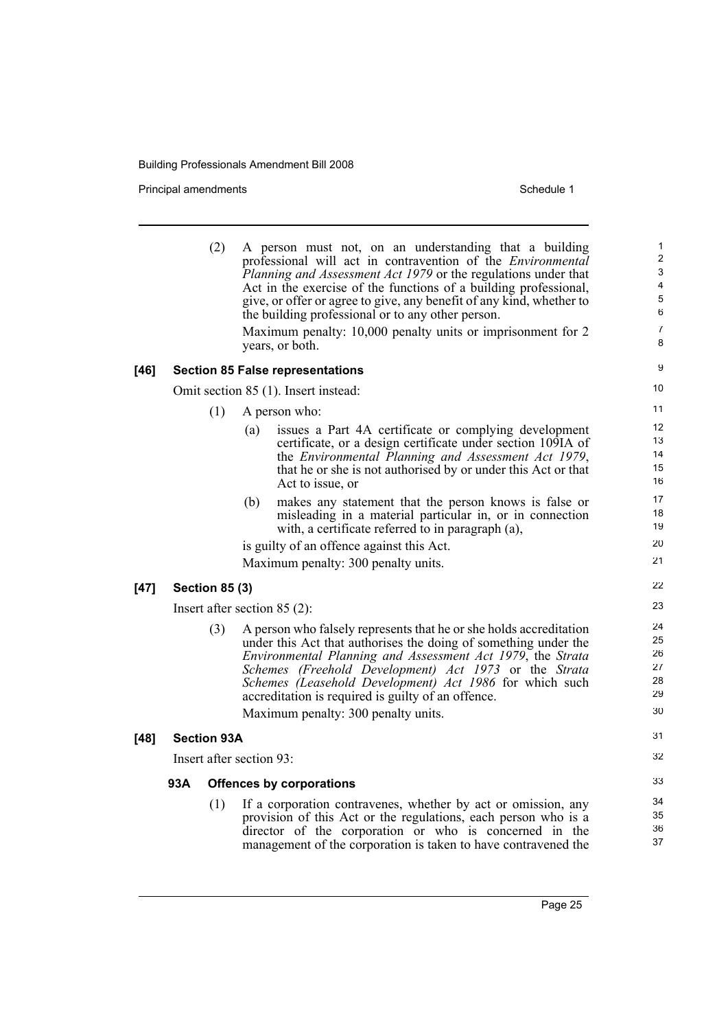(2) A person must not, on an understanding that a building professional will act in contravention of the *Environmental Planning and Assessment Act 1979* or the regulations under that Act in the exercise of the functions of a building professional, give, or offer or agree to give, any benefit of any kind, whether to the building professional or to any other person.

Maximum penalty: 10,000 penalty units or imprisonment for 2 years, or both.

**[46] Section 85 False representations**

Omit section 85 (1). Insert instead:

(1) A person who:

(a) issues a Part 4A certificate or complying development certificate, or a design certificate under section 109IA of the *Environmental Planning and Assessment Act 1979*, that he or she is not authorised by or under this Act or that Act to issue, or

(b) makes any statement that the person knows is false or misleading in a material particular in, or in connection with, a certificate referred to in paragraph (a),

is guilty of an offence against this Act.

Maximum penalty: 300 penalty units.

**[47] Section 85 (3)**

Insert after section 85 (2):

(3) A person who falsely represents that he or she holds accreditation under this Act that authorises the doing of something under the *Environmental Planning and Assessment Act 1979*, the *Strata Schemes (Freehold Development) Act 1973* or the *Strata Schemes (Leasehold Development) Act 1986* for which such accreditation is required is guilty of an offence.

Maximum penalty: 300 penalty units.

**[48] Section 93A**

Insert after section 93:

**93A Offences by corporations**

(1) If a corporation contravenes, whether by act or omission, any provision of this Act or the regulations, each person who is a director of the corporation or who is concerned in the management of the corporation is taken to have contravened the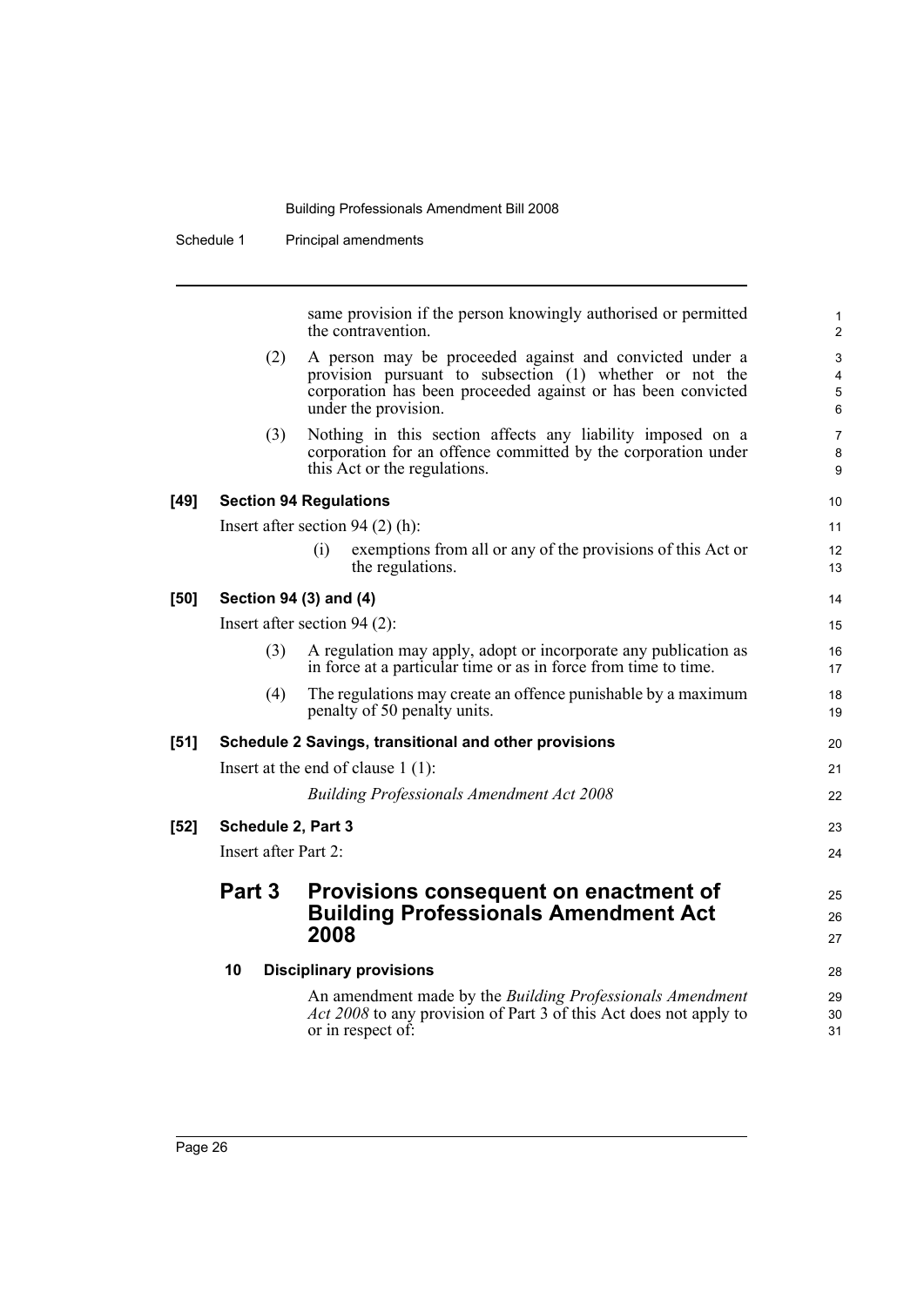same provision if the person knowingly authorised or permitted the contravention.

(2) A person may be proceeded against and convicted under a provision pursuant to subsection (1) whether or not the corporation has been proceeded against or has been convicted under the provision.

(3) Nothing in this section affects any liability imposed on a corporation for an offence committed by the corporation under this Act or the regulations.

**[49] Section 94 Regulations**

Insert after section 94 (2) (h):

(i) exemptions from all or any of the provisions of this Act or the regulations.

**[50] Section 94 (3) and (4)**

Insert after section 94 (2):

(3) A regulation may apply, adopt or incorporate any publication as in force at a particular time or as in force from time to time.

(4) The regulations may create an offence punishable by a maximum penalty of 50 penalty units.

**[51] Schedule 2 Savings, transitional and other provisions**

Insert at the end of clause 1 (1):

*Building Professionals Amendment Act 2008*

**[52] Schedule 2, Part 3**

Insert after Part 2:

## Part 3 Provisions consequent on enactment of Building Professionals Amendment Act 2008

### 10 Disciplinary provisions

An amendment made by the *Building Professionals Amendment Act 2008* to any provision of Part 3 of this Act does not apply to or in respect of: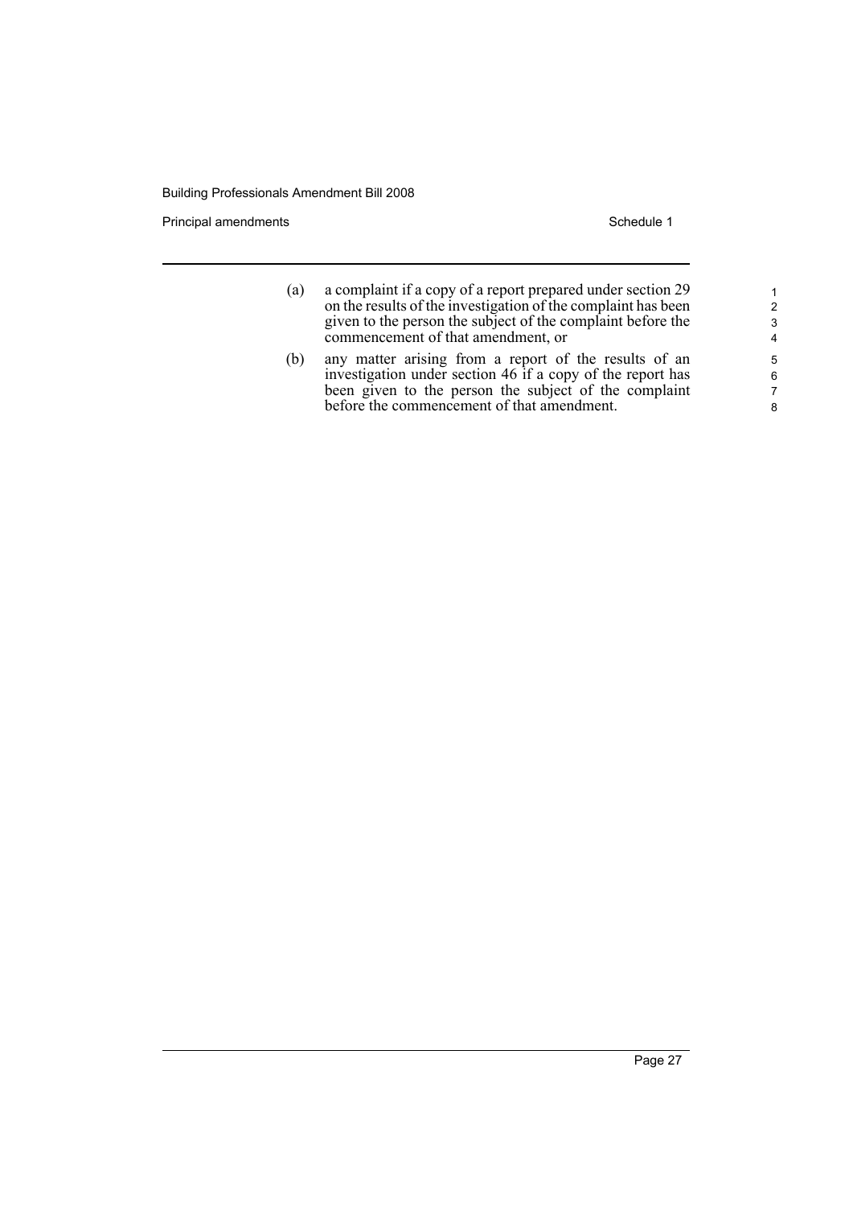(a) a complaint if a copy of a report prepared under section 29 on the results of the investigation of the complaint has been given to the person the subject of the complaint before the commencement of that amendment, or

(b) any matter arising from a report of the results of an investigation under section 46 if a copy of the report has been given to the person the subject of the complaint before the commencement of that amendment.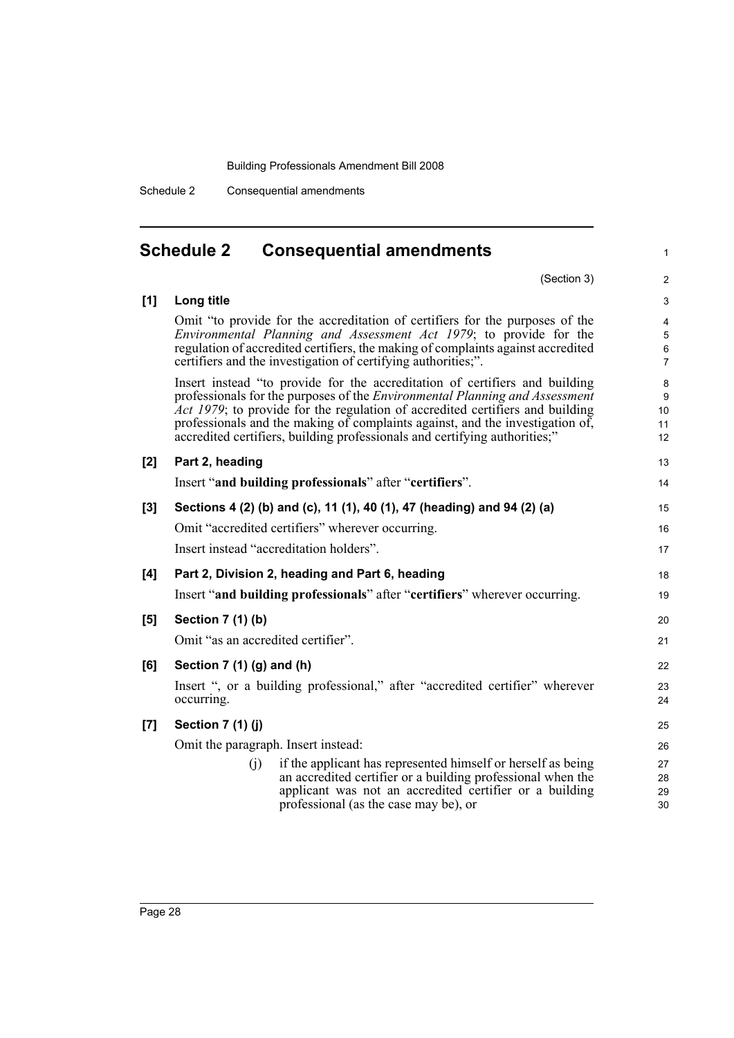## Schedule 2 Consequential amendments

(Section 3)

**[1] Long title**

Omit "to provide for the accreditation of certifiers for the purposes of the *Environmental Planning and Assessment Act 1979*; to provide for the regulation of accredited certifiers, the making of complaints against accredited certifiers and the investigation of certifying authorities;".

Insert instead "to provide for the accreditation of certifiers and building professionals for the purposes of the *Environmental Planning and Assessment Act 1979*; to provide for the regulation of accredited certifiers and building professionals and the making of complaints against, and the investigation of, accredited certifiers, building professionals and certifying authorities;"

**[2] Part 2, heading**

Insert "**and building professionals**" after "**certifiers**".

**[3] Sections 4 (2) (b) and (c), 11 (1), 40 (1), 47 (heading) and 94 (2) (a)**

Omit "accredited certifiers" wherever occurring.

Insert instead "accreditation holders".

**[4] Part 2, Division 2, heading and Part 6, heading**

Insert "**and building professionals**" after "**certifiers**" wherever occurring.

**[5] Section 7 (1) (b)**

Omit "as an accredited certifier".

**[6] Section 7 (1) (g) and (h)**

Insert ", or a building professional," after "accredited certifier" wherever occurring.

**[7] Section 7 (1) (j)**

Omit the paragraph. Insert instead:

(j) if the applicant has represented himself or herself as being an accredited certifier or a building professional when the applicant was not an accredited certifier or a building professional (as the case may be), or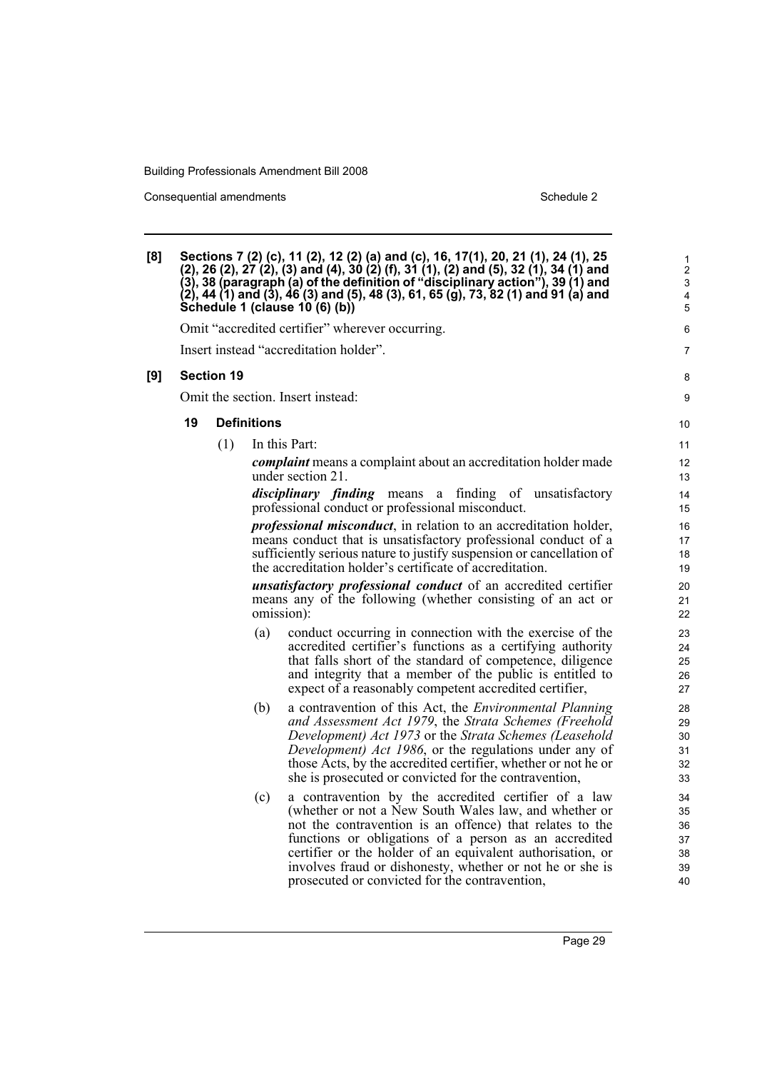**[8] Sections 7 (2) (c), 11 (2), 12 (2) (a) and (c), 16, 17(1), 20, 21 (1), 24 (1), 25 (2), 26 (2), 27 (2), (3) and (4), 30 (2) (f), 31 (1), (2) and (5), 32 (1), 34 (1) and (3), 38 (paragraph (a) of the definition of "disciplinary action"), 39 (1) and (2), 44 (1) and (3), 46 (3) and (5), 48 (3), 61, 65 (g), 73, 82 (1) and 91 (a) and Schedule 1 (clause 10 (6) (b))**

Omit "accredited certifier" wherever occurring.

Insert instead "accreditation holder".

**[9] Section 19**

Omit the section. Insert instead:

**19 Definitions**

(1) In this Part:

***complaint*** means a complaint about an accreditation holder made under section 21.

***disciplinary finding*** means a finding of unsatisfactory professional conduct or professional misconduct.

***professional misconduct***, in relation to an accreditation holder, means conduct that is unsatisfactory professional conduct of a sufficiently serious nature to justify suspension or cancellation of the accreditation holder's certificate of accreditation.

***unsatisfactory professional conduct*** of an accredited certifier means any of the following (whether consisting of an act or omission):

(a) conduct occurring in connection with the exercise of the accredited certifier's functions as a certifying authority that falls short of the standard of competence, diligence and integrity that a member of the public is entitled to expect of a reasonably competent accredited certifier,

(b) a contravention of this Act, the *Environmental Planning and Assessment Act 1979*, the *Strata Schemes (Freehold Development) Act 1973* or the *Strata Schemes (Leasehold Development) Act 1986*, or the regulations under any of those Acts, by the accredited certifier, whether or not he or she is prosecuted or convicted for the contravention,

(c) a contravention by the accredited certifier of a law (whether or not a New South Wales law, and whether or not the contravention is an offence) that relates to the functions or obligations of a person as an accredited certifier or the holder of an equivalent authorisation, or involves fraud or dishonesty, whether or not he or she is prosecuted or convicted for the contravention,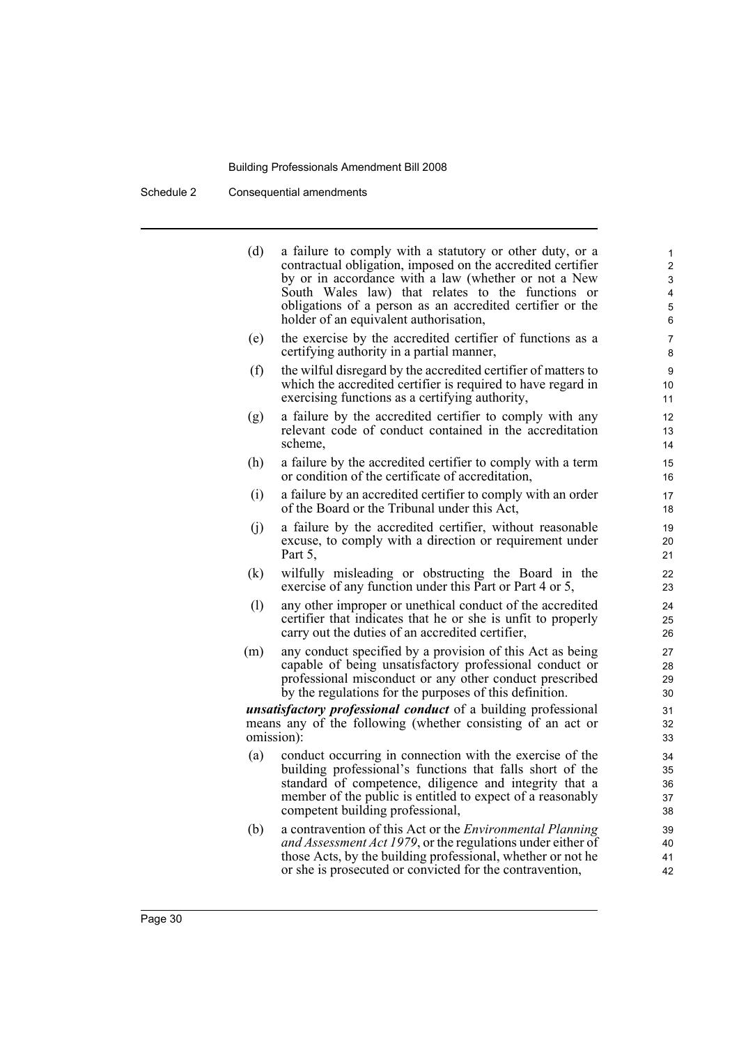(d) a failure to comply with a statutory or other duty, or a contractual obligation, imposed on the accredited certifier by or in accordance with a law (whether or not a New South Wales law) that relates to the functions or obligations of a person as an accredited certifier or the holder of an equivalent authorisation,

(e) the exercise by the accredited certifier of functions as a certifying authority in a partial manner,

(f) the wilful disregard by the accredited certifier of matters to which the accredited certifier is required to have regard in exercising functions as a certifying authority,

(g) a failure by the accredited certifier to comply with any relevant code of conduct contained in the accreditation scheme,

(h) a failure by the accredited certifier to comply with a term or condition of the certificate of accreditation,

(i) a failure by an accredited certifier to comply with an order of the Board or the Tribunal under this Act,

(j) a failure by the accredited certifier, without reasonable excuse, to comply with a direction or requirement under Part 5,

(k) wilfully misleading or obstructing the Board in the exercise of any function under this Part or Part 4 or 5,

(l) any other improper or unethical conduct of the accredited certifier that indicates that he or she is unfit to properly carry out the duties of an accredited certifier,

(m) any conduct specified by a provision of this Act as being capable of being unsatisfactory professional conduct or professional misconduct or any other conduct prescribed by the regulations for the purposes of this definition.

***unsatisfactory professional conduct*** of a building professional means any of the following (whether consisting of an act or omission):

(a) conduct occurring in connection with the exercise of the building professional's functions that falls short of the standard of competence, diligence and integrity that a member of the public is entitled to expect of a reasonably competent building professional,

(b) a contravention of this Act or the *Environmental Planning and Assessment Act 1979*, or the regulations under either of those Acts, by the building professional, whether or not he or she is prosecuted or convicted for the contravention,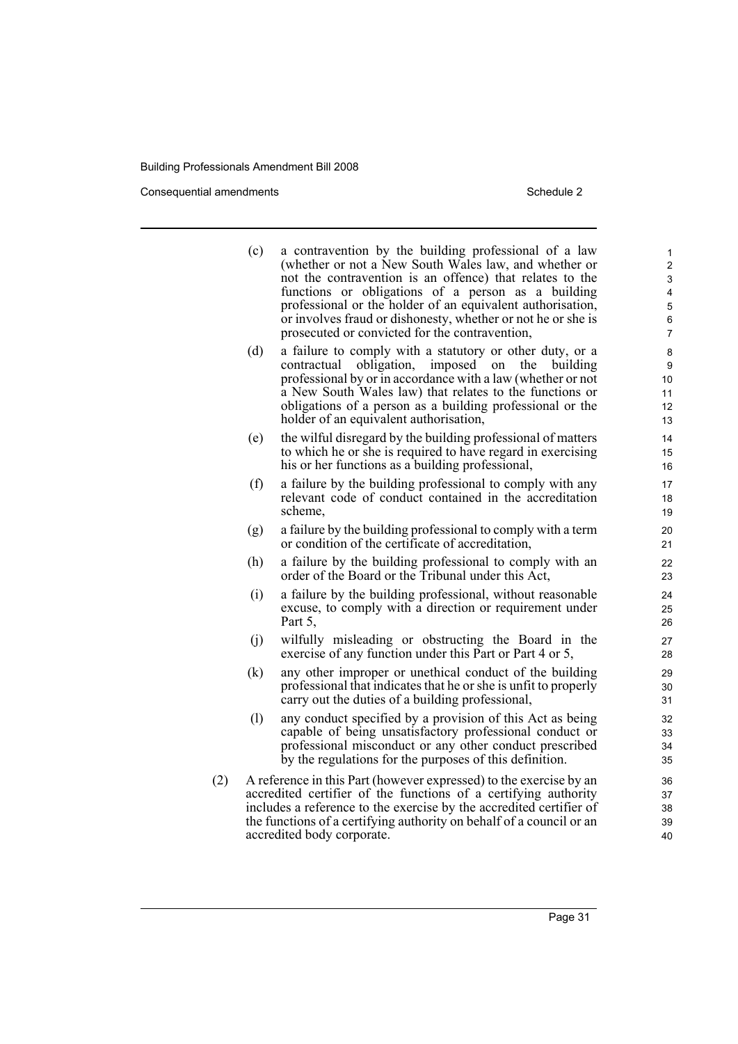(c) a contravention by the building professional of a law (whether or not a New South Wales law, and whether or not the contravention is an offence) that relates to the functions or obligations of a person as a building professional or the holder of an equivalent authorisation, or involves fraud or dishonesty, whether or not he or she is prosecuted or convicted for the contravention,

(d) a failure to comply with a statutory or other duty, or a contractual obligation, imposed on the building professional by or in accordance with a law (whether or not a New South Wales law) that relates to the functions or obligations of a person as a building professional or the holder of an equivalent authorisation,

(e) the wilful disregard by the building professional of matters to which he or she is required to have regard in exercising his or her functions as a building professional,

(f) a failure by the building professional to comply with any relevant code of conduct contained in the accreditation scheme,

(g) a failure by the building professional to comply with a term or condition of the certificate of accreditation,

(h) a failure by the building professional to comply with an order of the Board or the Tribunal under this Act,

(i) a failure by the building professional, without reasonable excuse, to comply with a direction or requirement under Part 5,

(j) wilfully misleading or obstructing the Board in the exercise of any function under this Part or Part 4 or 5,

(k) any other improper or unethical conduct of the building professional that indicates that he or she is unfit to properly carry out the duties of a building professional,

(l) any conduct specified by a provision of this Act as being capable of being unsatisfactory professional conduct or professional misconduct or any other conduct prescribed by the regulations for the purposes of this definition.

(2) A reference in this Part (however expressed) to the exercise by an accredited certifier of the functions of a certifying authority includes a reference to the exercise by the accredited certifier of the functions of a certifying authority on behalf of a council or an accredited body corporate.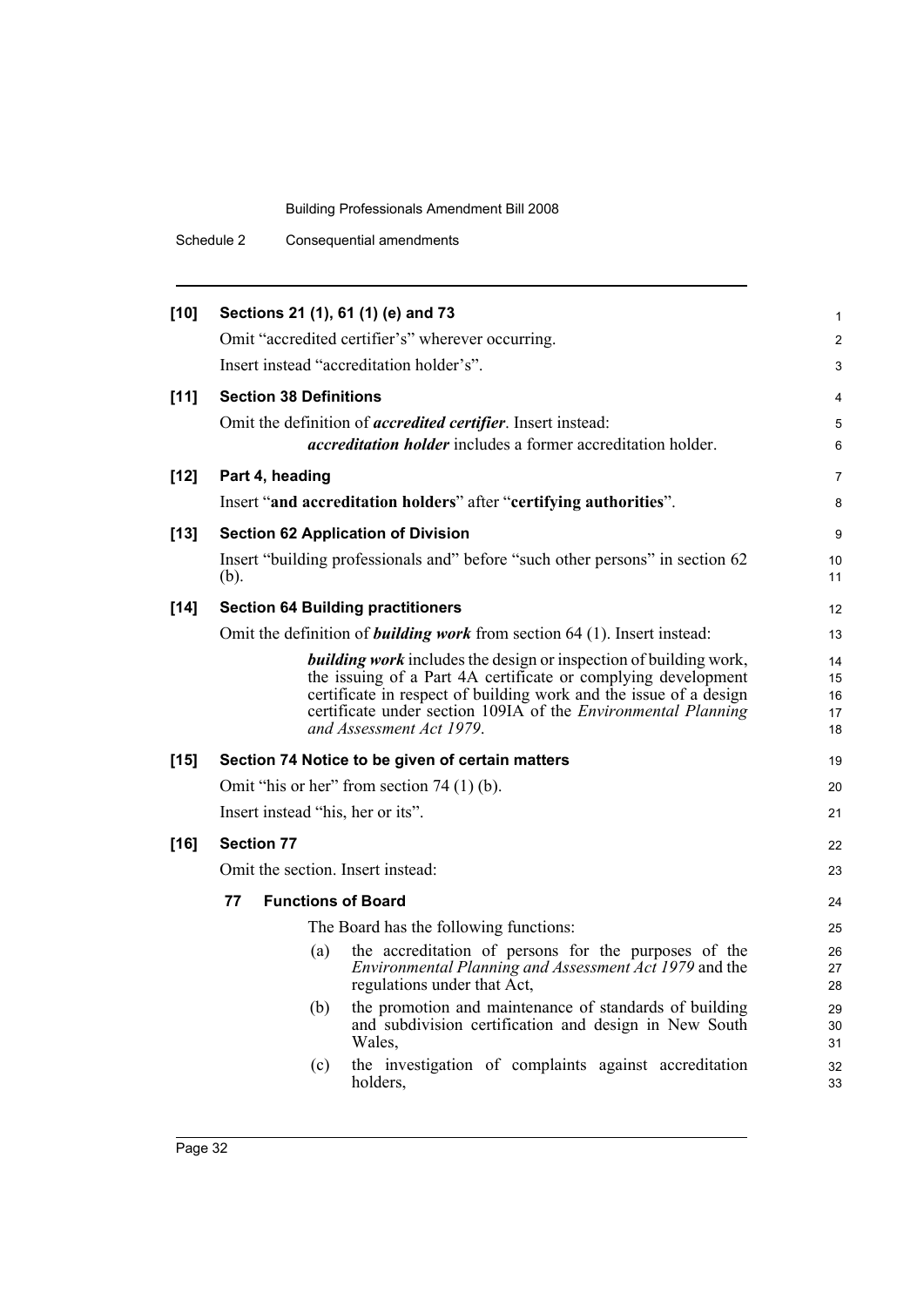**[10] Sections 21 (1), 61 (1) (e) and 73**

Omit "accredited certifier's" wherever occurring.

Insert instead "accreditation holder's".

**[11] Section 38 Definitions**

Omit the definition of ***accredited certifier***. Insert instead:

> ***accreditation holder*** includes a former accreditation holder.

**[12] Part 4, heading**

Insert "**and accreditation holders**" after "**certifying authorities**".

**[13] Section 62 Application of Division**

Insert "building professionals and" before "such other persons" in section 62 (b).

**[14] Section 64 Building practitioners**

Omit the definition of ***building work*** from section 64 (1). Insert instead:

> ***building work*** includes the design or inspection of building work, the issuing of a Part 4A certificate or complying development certificate in respect of building work and the issue of a design certificate under section 109IA of the *Environmental Planning and Assessment Act 1979*.

**[15] Section 74 Notice to be given of certain matters**

Omit "his or her" from section 74 (1) (b).

Insert instead "his, her or its".

**[16] Section 77**

Omit the section. Insert instead:

**77 Functions of Board**

The Board has the following functions:

(a) the accreditation of persons for the purposes of the *Environmental Planning and Assessment Act 1979* and the regulations under that Act,

(b) the promotion and maintenance of standards of building and subdivision certification and design in New South Wales,

(c) the investigation of complaints against accreditation holders,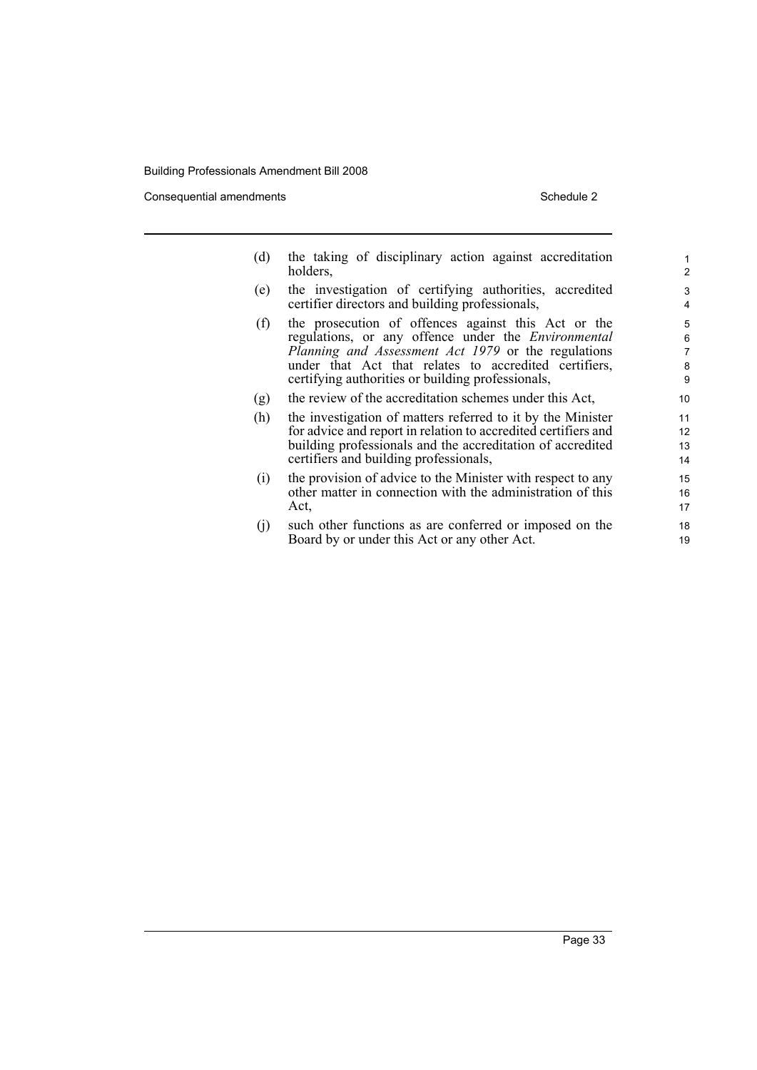(d) the taking of disciplinary action against accreditation holders,

(e) the investigation of certifying authorities, accredited certifier directors and building professionals,

(f) the prosecution of offences against this Act or the regulations, or any offence under the *Environmental Planning and Assessment Act 1979* or the regulations under that Act that relates to accredited certifiers, certifying authorities or building professionals,

(g) the review of the accreditation schemes under this Act,

(h) the investigation of matters referred to it by the Minister for advice and report in relation to accredited certifiers and building professionals and the accreditation of accredited certifiers and building professionals,

(i) the provision of advice to the Minister with respect to any other matter in connection with the administration of this Act,

(j) such other functions as are conferred or imposed on the Board by or under this Act or any other Act.